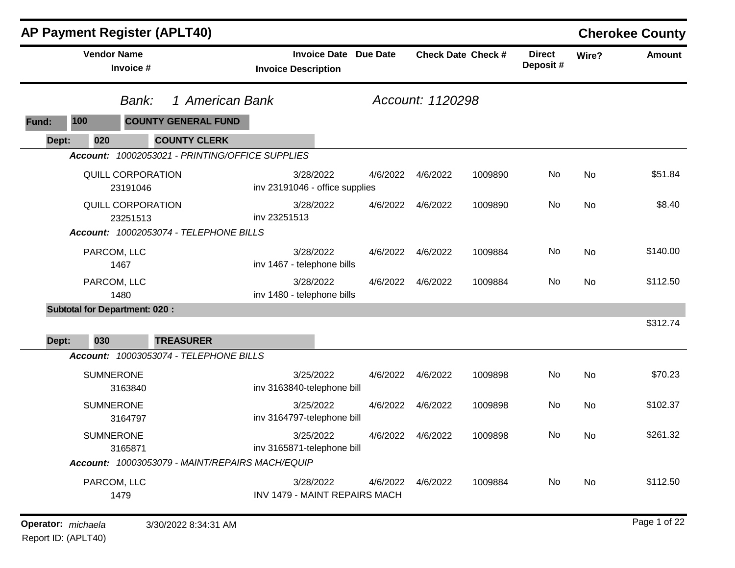# AP Payment Register (APLT40)

## Cherokee County

**Bank:** 1 American Bank  **Account:** 1120298

**Fund:** 100 COUNTY GENERAL FUND

**Dept:** 020 COUNTY CLERK

| Vendor Name / Invoice # | Invoice Date / Invoice Description | Due Date | Check Date | Check # | Direct Deposit # | Wire? | Amount |
|---|---|---|---|---|---|---|---|
| ***Account: 10002053021 - PRINTING/OFFICE SUPPLIES*** | | | | | | | |
| QUILL CORPORATION 23191046 | 3/28/2022 inv 23191046 - office supplies | 4/6/2022 | 4/6/2022 | 1009890 | No | No | $51.84 |
| QUILL CORPORATION 23251513 | 3/28/2022 inv 23251513 | 4/6/2022 | 4/6/2022 | 1009890 | No | No | $8.40 |
| ***Account: 10002053074 - TELEPHONE BILLS*** | | | | | | | |
| PARCOM, LLC 1467 | 3/28/2022 inv 1467 - telephone bills | 4/6/2022 | 4/6/2022 | 1009884 | No | No | $140.00 |
| PARCOM, LLC 1480 | 3/28/2022 inv 1480 - telephone bills | 4/6/2022 | 4/6/2022 | 1009884 | No | No | $112.50 |
| **Subtotal for Department: 020 :** | | | | | | | $312.74 |

**Dept:** 030 TREASURER

| Vendor Name / Invoice # | Invoice Date / Invoice Description | Due Date | Check Date | Check # | Direct Deposit # | Wire? | Amount |
|---|---|---|---|---|---|---|---|
| ***Account: 10003053074 - TELEPHONE BILLS*** | | | | | | | |
| SUMNERONE 3163840 | 3/25/2022 inv 3163840-telephone bill | 4/6/2022 | 4/6/2022 | 1009898 | No | No | $70.23 |
| SUMNERONE 3164797 | 3/25/2022 inv 3164797-telephone bill | 4/6/2022 | 4/6/2022 | 1009898 | No | No | $102.37 |
| SUMNERONE 3165871 | 3/25/2022 inv 3165871-telephone bill | 4/6/2022 | 4/6/2022 | 1009898 | No | No | $261.32 |
| ***Account: 10003053079 - MAINT/REPAIRS MACH/EQUIP*** | | | | | | | |
| PARCOM, LLC 1479 | 3/28/2022 INV 1479 - MAINT REPAIRS MACH | 4/6/2022 | 4/6/2022 | 1009884 | No | No | $112.50 |

**Operator:** *michaela* 3/30/2022 8:34:31 AM

Report ID: (APLT40)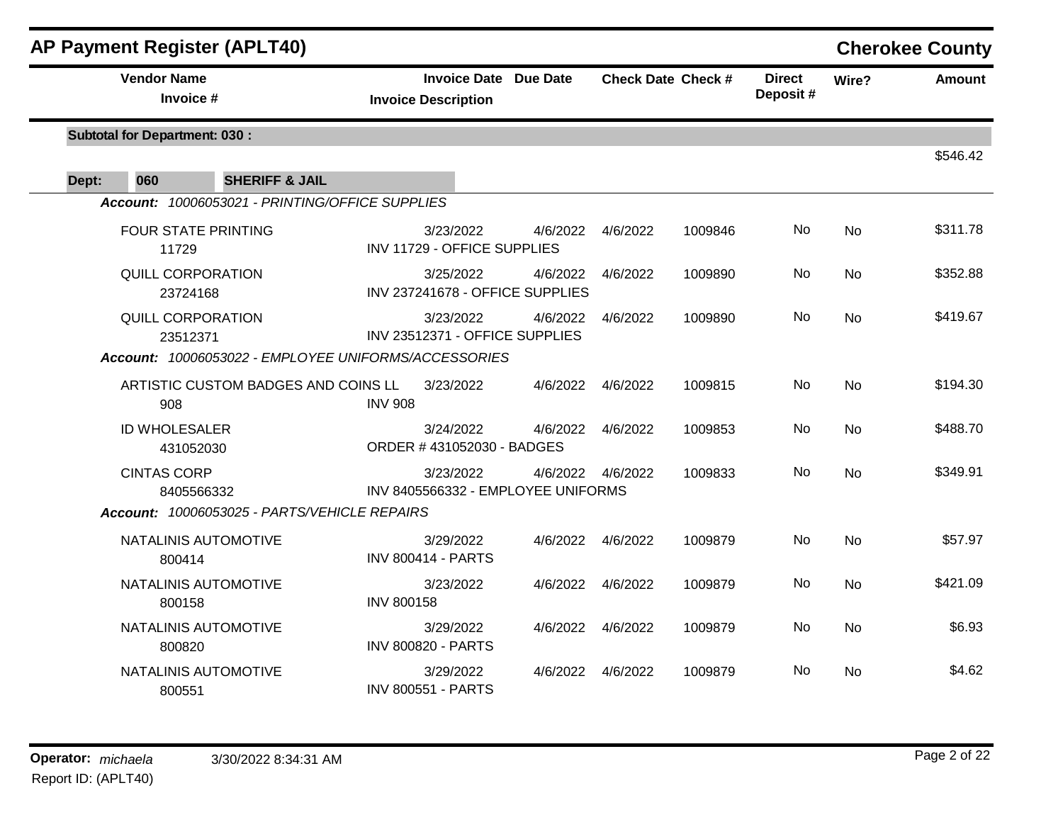## AP Payment Register (APLT40)

**Cherokee County**

| Vendor Name / Invoice # | Invoice Date / Invoice Description | Due Date | Check Date | Check # | Direct Deposit # | Wire? | Amount |
|---|---|---|---|---|---|---|---|
| **Subtotal for Department: 030 :** | | | | | | | $546.42 |
| **Dept: 060 SHERIFF & JAIL** | | | | | | | |
| ***Account: 10006053021 - PRINTING/OFFICE SUPPLIES*** | | | | | | | |
| FOUR STATE PRINTING 11729 | 3/23/2022 INV 11729 - OFFICE SUPPLIES | 4/6/2022 | 4/6/2022 | 1009846 | No | No | $311.78 |
| QUILL CORPORATION 23724168 | 3/25/2022 INV 237241678 - OFFICE SUPPLIES | 4/6/2022 | 4/6/2022 | 1009890 | No | No | $352.88 |
| QUILL CORPORATION 23512371 | 3/23/2022 INV 23512371 - OFFICE SUPPLIES | 4/6/2022 | 4/6/2022 | 1009890 | No | No | $419.67 |
| ***Account: 10006053022 - EMPLOYEE UNIFORMS/ACCESSORIES*** | | | | | | | |
| ARTISTIC CUSTOM BADGES AND COINS LL 908 | 3/23/2022 INV 908 | 4/6/2022 | 4/6/2022 | 1009815 | No | No | $194.30 |
| ID WHOLESALER 431052030 | 3/24/2022 ORDER # 431052030 - BADGES | 4/6/2022 | 4/6/2022 | 1009853 | No | No | $488.70 |
| CINTAS CORP 8405566332 | 3/23/2022 INV 8405566332 - EMPLOYEE UNIFORMS | 4/6/2022 | 4/6/2022 | 1009833 | No | No | $349.91 |
| ***Account: 10006053025 - PARTS/VEHICLE REPAIRS*** | | | | | | | |
| NATALINIS AUTOMOTIVE 800414 | 3/29/2022 INV 800414 - PARTS | 4/6/2022 | 4/6/2022 | 1009879 | No | No | $57.97 |
| NATALINIS AUTOMOTIVE 800158 | 3/23/2022 INV 800158 | 4/6/2022 | 4/6/2022 | 1009879 | No | No | $421.09 |
| NATALINIS AUTOMOTIVE 800820 | 3/29/2022 INV 800820 - PARTS | 4/6/2022 | 4/6/2022 | 1009879 | No | No | $6.93 |
| NATALINIS AUTOMOTIVE 800551 | 3/29/2022 INV 800551 - PARTS | 4/6/2022 | 4/6/2022 | 1009879 | No | No | $4.62 |

**Operator:** *michaela* 3/30/2022 8:34:31 AM

Report ID: (APLT40)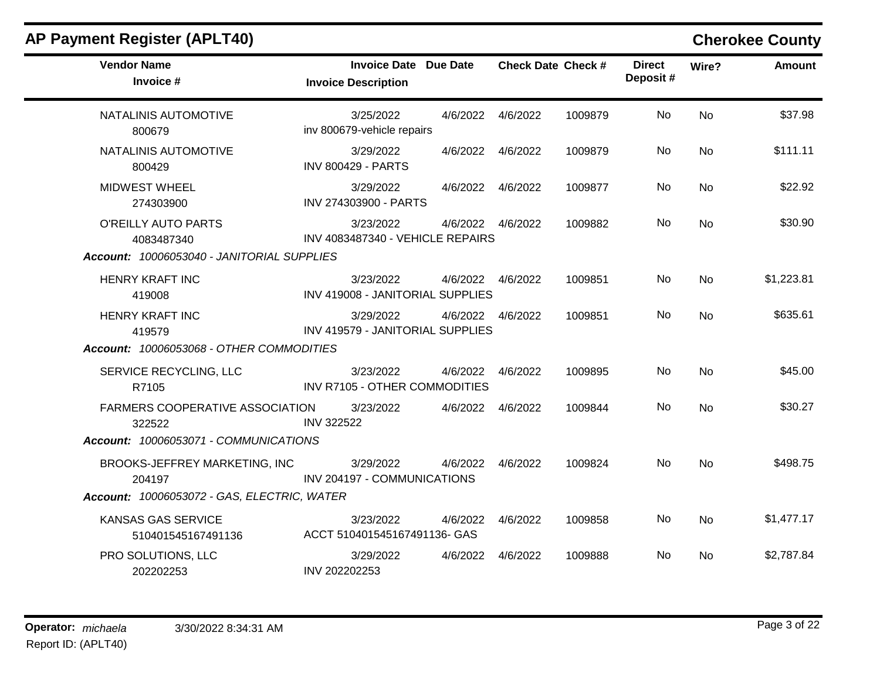## AP Payment Register (APLT40)

**Cherokee County**

| Vendor Name / Invoice # | Invoice Date / Invoice Description | Due Date | Check Date | Check # | Direct Deposit # | Wire? | Amount |
|---|---|---|---|---|---|---|---|
| NATALINIS AUTOMOTIVE<br>800679 | 3/25/2022<br>inv 800679-vehicle repairs | 4/6/2022 | 4/6/2022 | 1009879 | No | No | $37.98 |
| NATALINIS AUTOMOTIVE<br>800429 | 3/29/2022<br>INV 800429 - PARTS | 4/6/2022 | 4/6/2022 | 1009879 | No | No | $111.11 |
| MIDWEST WHEEL<br>274303900 | 3/29/2022<br>INV 274303900 - PARTS | 4/6/2022 | 4/6/2022 | 1009877 | No | No | $22.92 |
| O'REILLY AUTO PARTS<br>4083487340 | 3/23/2022<br>INV 4083487340 - VEHICLE REPAIRS | 4/6/2022 | 4/6/2022 | 1009882 | No | No | $30.90 |
| ***Account:** 10006053040 - JANITORIAL SUPPLIES* | | | | | | | |
| HENRY KRAFT INC<br>419008 | 3/23/2022<br>INV 419008 - JANITORIAL SUPPLIES | 4/6/2022 | 4/6/2022 | 1009851 | No | No | $1,223.81 |
| HENRY KRAFT INC<br>419579 | 3/29/2022<br>INV 419579 - JANITORIAL SUPPLIES | 4/6/2022 | 4/6/2022 | 1009851 | No | No | $635.61 |
| ***Account:** 10006053068 - OTHER COMMODITIES* | | | | | | | |
| SERVICE RECYCLING, LLC<br>R7105 | 3/23/2022<br>INV R7105 - OTHER COMMODITIES | 4/6/2022 | 4/6/2022 | 1009895 | No | No | $45.00 |
| FARMERS COOPERATIVE ASSOCIATION<br>322522 | 3/23/2022<br>INV 322522 | 4/6/2022 | 4/6/2022 | 1009844 | No | No | $30.27 |
| ***Account:** 10006053071 - COMMUNICATIONS* | | | | | | | |
| BROOKS-JEFFREY MARKETING, INC<br>204197 | 3/29/2022<br>INV 204197 - COMMUNICATIONS | 4/6/2022 | 4/6/2022 | 1009824 | No | No | $498.75 |
| ***Account:** 10006053072 - GAS, ELECTRIC, WATER* | | | | | | | |
| KANSAS GAS SERVICE<br>510401545167491136 | 3/23/2022<br>ACCT 510401545167491136- GAS | 4/6/2022 | 4/6/2022 | 1009858 | No | No | $1,477.17 |
| PRO SOLUTIONS, LLC<br>202202253 | 3/29/2022<br>INV 202202253 | 4/6/2022 | 4/6/2022 | 1009888 | No | No | $2,787.84 |

**Operator:** *michaela* 3/30/2022 8:34:31 AM
Report ID: (APLT40)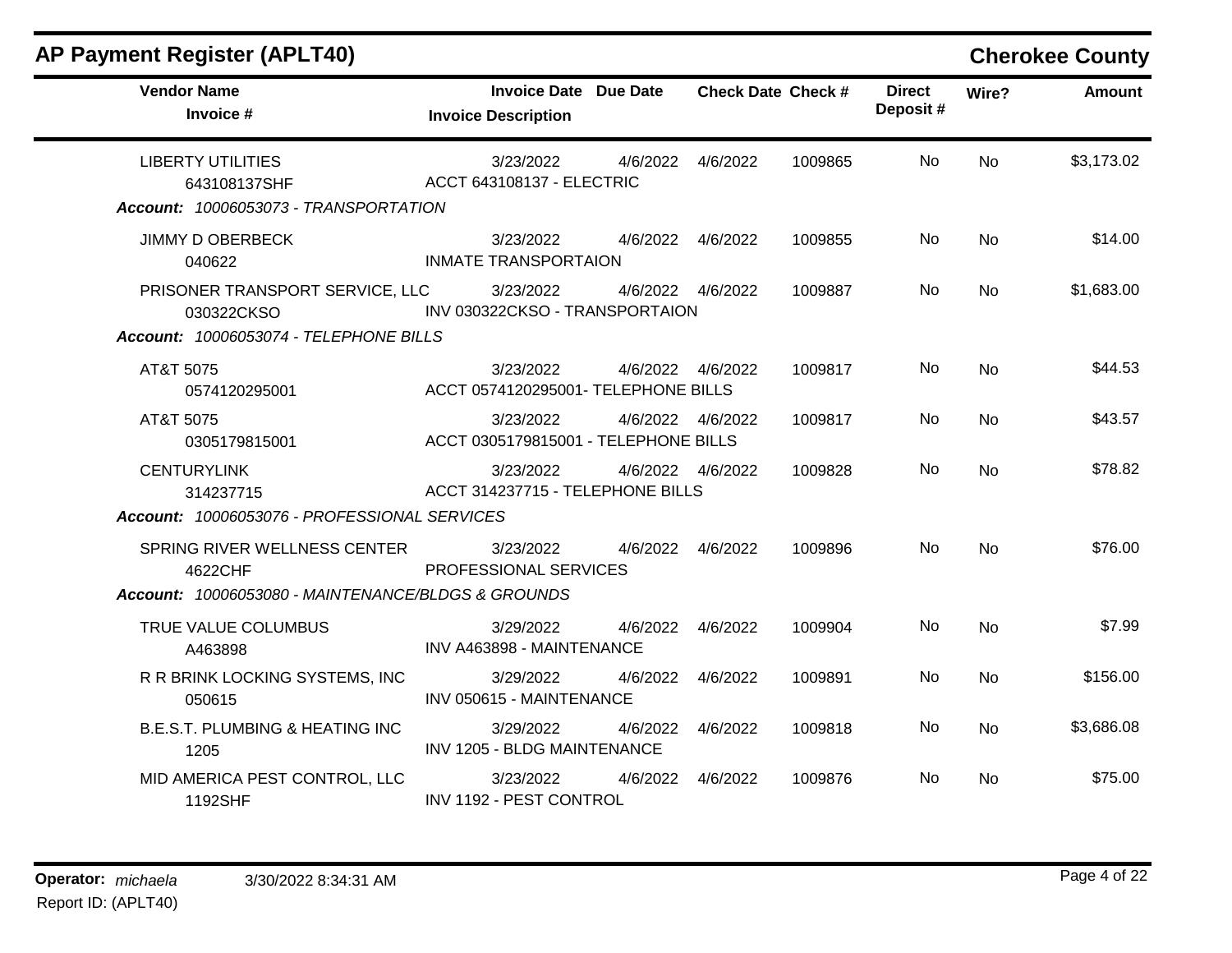## AP Payment Register (APLT40)

**Cherokee County**

| Vendor Name / Invoice # | Invoice Date / Invoice Description | Due Date | Check Date | Check # | Direct Deposit # | Wire? | Amount |
|---|---|---|---|---|---|---|---|
| LIBERTY UTILITIES<br>643108137SHF | 3/23/2022<br>ACCT 643108137 - ELECTRIC | 4/6/2022 | 4/6/2022 | 1009865 | No | No | $3,173.02 |
| ***Account:* 10006053073 - TRANSPORTATION** | | | | | | | |
| JIMMY D OBERBECK<br>040622 | 3/23/2022<br>INMATE TRANSPORTAION | 4/6/2022 | 4/6/2022 | 1009855 | No | No | $14.00 |
| PRISONER TRANSPORT SERVICE, LLC<br>030322CKSO | 3/23/2022<br>INV 030322CKSO - TRANSPORTAION | 4/6/2022 | 4/6/2022 | 1009887 | No | No | $1,683.00 |
| ***Account:* 10006053074 - TELEPHONE BILLS** | | | | | | | |
| AT&T 5075<br>0574120295001 | 3/23/2022<br>ACCT 0574120295001- TELEPHONE BILLS | 4/6/2022 | 4/6/2022 | 1009817 | No | No | $44.53 |
| AT&T 5075<br>0305179815001 | 3/23/2022<br>ACCT 0305179815001 - TELEPHONE BILLS | 4/6/2022 | 4/6/2022 | 1009817 | No | No | $43.57 |
| CENTURYLINK<br>314237715 | 3/23/2022<br>ACCT 314237715 - TELEPHONE BILLS | 4/6/2022 | 4/6/2022 | 1009828 | No | No | $78.82 |
| ***Account:* 10006053076 - PROFESSIONAL SERVICES** | | | | | | | |
| SPRING RIVER WELLNESS CENTER<br>4622CHF | 3/23/2022<br>PROFESSIONAL SERVICES | 4/6/2022 | 4/6/2022 | 1009896 | No | No | $76.00 |
| ***Account:* 10006053080 - MAINTENANCE/BLDGS & GROUNDS** | | | | | | | |
| TRUE VALUE COLUMBUS<br>A463898 | 3/29/2022<br>INV A463898 - MAINTENANCE | 4/6/2022 | 4/6/2022 | 1009904 | No | No | $7.99 |
| R R BRINK LOCKING SYSTEMS, INC<br>050615 | 3/29/2022<br>INV 050615 - MAINTENANCE | 4/6/2022 | 4/6/2022 | 1009891 | No | No | $156.00 |
| B.E.S.T. PLUMBING & HEATING INC<br>1205 | 3/29/2022<br>INV 1205 - BLDG MAINTENANCE | 4/6/2022 | 4/6/2022 | 1009818 | No | No | $3,686.08 |
| MID AMERICA PEST CONTROL, LLC<br>1192SHF | 3/23/2022<br>INV 1192 - PEST CONTROL | 4/6/2022 | 4/6/2022 | 1009876 | No | No | $75.00 |

**Operator:** *michaela* 3/30/2022 8:34:31 AM
Report ID: (APLT40)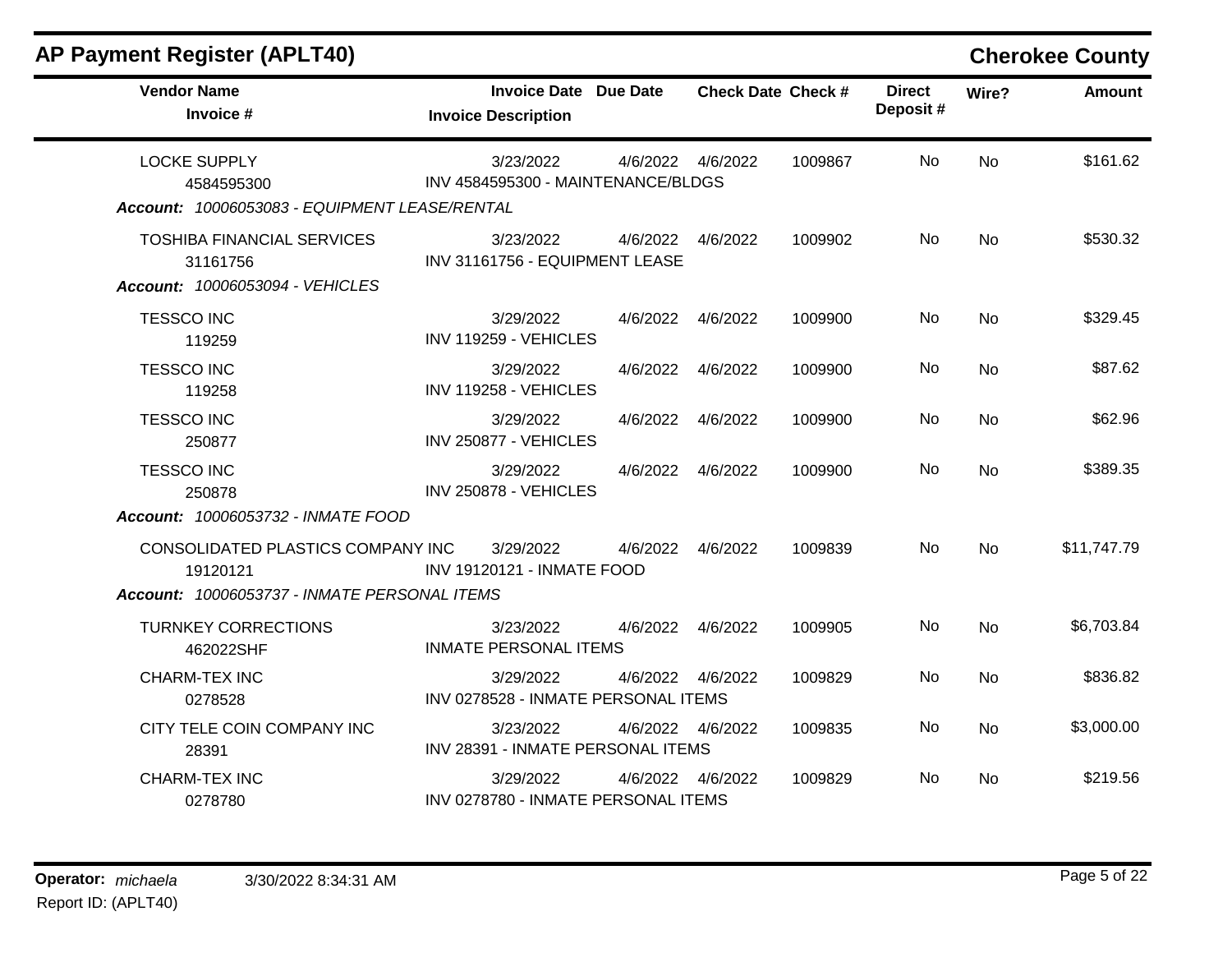## AP Payment Register (APLT40)

**Cherokee County**

| Vendor Name / Invoice # | Invoice Date / Invoice Description | Due Date | Check Date | Check # | Direct Deposit # | Wire? | Amount |
|---|---|---|---|---|---|---|---|
| LOCKE SUPPLY<br>4584595300 | 3/23/2022<br>INV 4584595300 - MAINTENANCE/BLDGS | 4/6/2022 | 4/6/2022 | 1009867 | No | No | $161.62 |
| ***Account:*** *10006053083 - EQUIPMENT LEASE/RENTAL* | | | | | | | |
| TOSHIBA FINANCIAL SERVICES<br>31161756 | 3/23/2022<br>INV 31161756 - EQUIPMENT LEASE | 4/6/2022 | 4/6/2022 | 1009902 | No | No | $530.32 |
| ***Account:*** *10006053094 - VEHICLES* | | | | | | | |
| TESSCO INC<br>119259 | 3/29/2022<br>INV 119259 - VEHICLES | 4/6/2022 | 4/6/2022 | 1009900 | No | No | $329.45 |
| TESSCO INC<br>119258 | 3/29/2022<br>INV 119258 - VEHICLES | 4/6/2022 | 4/6/2022 | 1009900 | No | No | $87.62 |
| TESSCO INC<br>250877 | 3/29/2022<br>INV 250877 - VEHICLES | 4/6/2022 | 4/6/2022 | 1009900 | No | No | $62.96 |
| TESSCO INC<br>250878 | 3/29/2022<br>INV 250878 - VEHICLES | 4/6/2022 | 4/6/2022 | 1009900 | No | No | $389.35 |
| ***Account:*** *10006053732 - INMATE FOOD* | | | | | | | |
| CONSOLIDATED PLASTICS COMPANY INC<br>19120121 | 3/29/2022<br>INV 19120121 - INMATE FOOD | 4/6/2022 | 4/6/2022 | 1009839 | No | No | $11,747.79 |
| ***Account:*** *10006053737 - INMATE PERSONAL ITEMS* | | | | | | | |
| TURNKEY CORRECTIONS<br>462022SHF | 3/23/2022<br>INMATE PERSONAL ITEMS | 4/6/2022 | 4/6/2022 | 1009905 | No | No | $6,703.84 |
| CHARM-TEX INC<br>0278528 | 3/29/2022<br>INV 0278528 - INMATE PERSONAL ITEMS | 4/6/2022 | 4/6/2022 | 1009829 | No | No | $836.82 |
| CITY TELE COIN COMPANY INC<br>28391 | 3/23/2022<br>INV 28391 - INMATE PERSONAL ITEMS | 4/6/2022 | 4/6/2022 | 1009835 | No | No | $3,000.00 |
| CHARM-TEX INC<br>0278780 | 3/29/2022<br>INV 0278780 - INMATE PERSONAL ITEMS | 4/6/2022 | 4/6/2022 | 1009829 | No | No | $219.56 |

**Operator:** *michaela* 3/30/2022 8:34:31 AM
Report ID: (APLT40)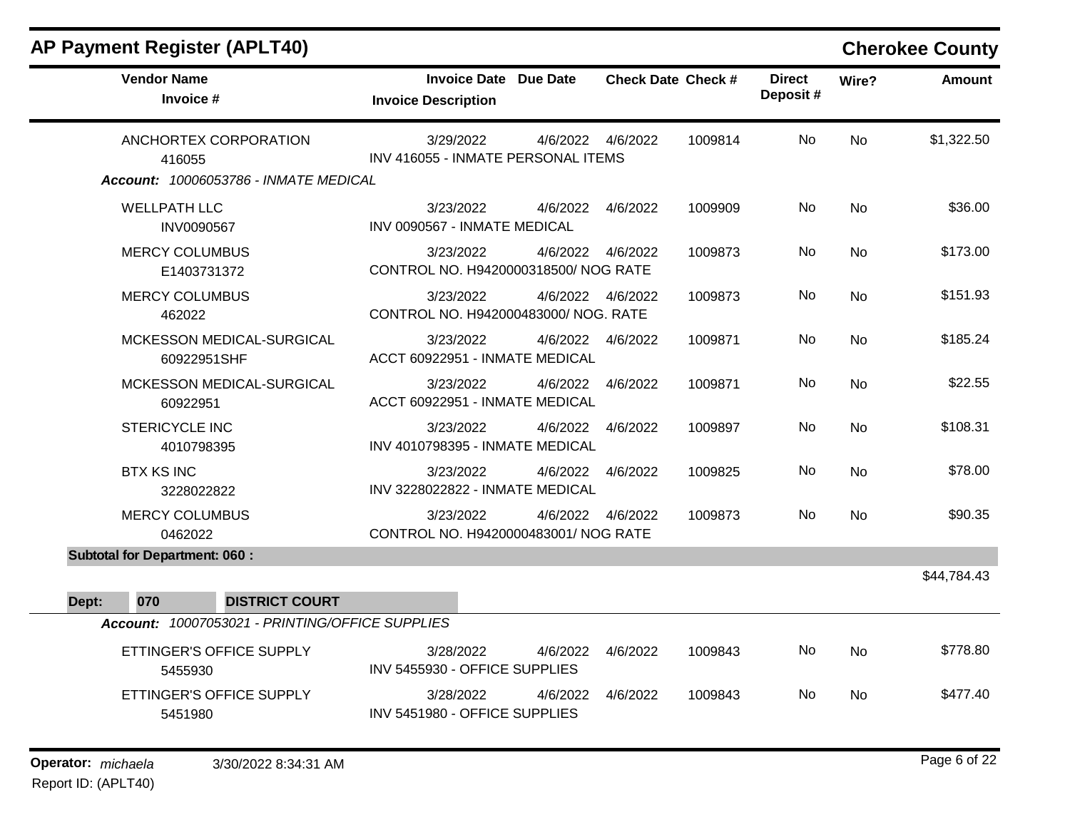# AP Payment Register (APLT40)

## Cherokee County

| Vendor Name / Invoice # | Invoice Date / Invoice Description | Due Date | Check Date | Check # | Direct Deposit # | Wire? | Amount |
|---|---|---|---|---|---|---|---|
| ANCHORTEX CORPORATION<br>416055 | 3/29/2022<br>INV 416055 - INMATE PERSONAL ITEMS | 4/6/2022 | 4/6/2022 | 1009814 | No | No | $1,322.50 |

***Account:*** *10006053786 - INMATE MEDICAL*

| Vendor Name / Invoice # | Invoice Date / Invoice Description | Due Date | Check Date | Check # | Direct Deposit # | Wire? | Amount |
|---|---|---|---|---|---|---|---|
| WELLPATH LLC<br>INV0090567 | 3/23/2022<br>INV 0090567 - INMATE MEDICAL | 4/6/2022 | 4/6/2022 | 1009909 | No | No | $36.00 |
| MERCY COLUMBUS<br>E1403731372 | 3/23/2022<br>CONTROL NO. H9420000318500/ NOG RATE | 4/6/2022 | 4/6/2022 | 1009873 | No | No | $173.00 |
| MERCY COLUMBUS<br>462022 | 3/23/2022<br>CONTROL NO. H942000483000/ NOG. RATE | 4/6/2022 | 4/6/2022 | 1009873 | No | No | $151.93 |
| MCKESSON MEDICAL-SURGICAL<br>60922951SHF | 3/23/2022<br>ACCT 60922951 - INMATE MEDICAL | 4/6/2022 | 4/6/2022 | 1009871 | No | No | $185.24 |
| MCKESSON MEDICAL-SURGICAL<br>60922951 | 3/23/2022<br>ACCT 60922951 - INMATE MEDICAL | 4/6/2022 | 4/6/2022 | 1009871 | No | No | $22.55 |
| STERICYCLE INC<br>4010798395 | 3/23/2022<br>INV 4010798395 - INMATE MEDICAL | 4/6/2022 | 4/6/2022 | 1009897 | No | No | $108.31 |
| BTX KS INC<br>3228022822 | 3/23/2022<br>INV 3228022822 - INMATE MEDICAL | 4/6/2022 | 4/6/2022 | 1009825 | No | No | $78.00 |
| MERCY COLUMBUS<br>0462022 | 3/23/2022<br>CONTROL NO. H9420000483001/ NOG RATE | 4/6/2022 | 4/6/2022 | 1009873 | No | No | $90.35 |

**Subtotal for Department: 060 :** $44,784.43

**Dept: 070 DISTRICT COURT**

***Account:*** *10007053021 - PRINTING/OFFICE SUPPLIES*

| Vendor Name / Invoice # | Invoice Date / Invoice Description | Due Date | Check Date | Check # | Direct Deposit # | Wire? | Amount |
|---|---|---|---|---|---|---|---|
| ETTINGER'S OFFICE SUPPLY<br>5455930 | 3/28/2022<br>INV 5455930 - OFFICE SUPPLIES | 4/6/2022 | 4/6/2022 | 1009843 | No | No | $778.80 |
| ETTINGER'S OFFICE SUPPLY<br>5451980 | 3/28/2022<br>INV 5451980 - OFFICE SUPPLIES | 4/6/2022 | 4/6/2022 | 1009843 | No | No | $477.40 |

**Operator:** *michaela* 3/30/2022 8:34:31 AM
Report ID: (APLT40)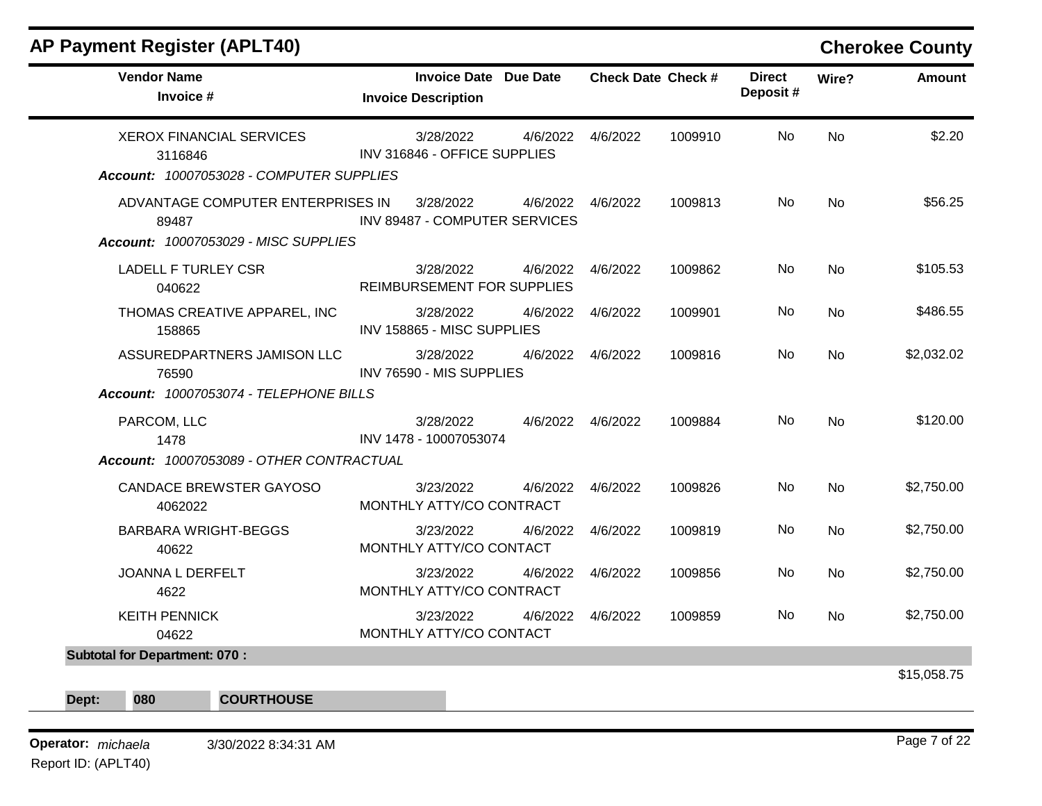## AP Payment Register (APLT40)

**Cherokee County**

| Vendor Name / Invoice # | Invoice Date / Invoice Description | Due Date | Check Date | Check # | Direct Deposit # | Wire? | Amount |
|---|---|---|---|---|---|---|---|
| XEROX FINANCIAL SERVICES<br>3116846 | 3/28/2022<br>INV 316846 - OFFICE SUPPLIES | 4/6/2022 | 4/6/2022 | 1009910 | No | No | $2.20 |
| ***Account: 10007053028 - COMPUTER SUPPLIES*** | | | | | | | |
| ADVANTAGE COMPUTER ENTERPRISES IN<br>89487 | 3/28/2022<br>INV 89487 - COMPUTER SERVICES | 4/6/2022 | 4/6/2022 | 1009813 | No | No | $56.25 |
| ***Account: 10007053029 - MISC SUPPLIES*** | | | | | | | |
| LADELL F TURLEY CSR<br>040622 | 3/28/2022<br>REIMBURSEMENT FOR SUPPLIES | 4/6/2022 | 4/6/2022 | 1009862 | No | No | $105.53 |
| THOMAS CREATIVE APPAREL, INC<br>158865 | 3/28/2022<br>INV 158865 - MISC SUPPLIES | 4/6/2022 | 4/6/2022 | 1009901 | No | No | $486.55 |
| ASSUREDPARTNERS JAMISON LLC<br>76590 | 3/28/2022<br>INV 76590 - MIS SUPPLIES | 4/6/2022 | 4/6/2022 | 1009816 | No | No | $2,032.02 |
| ***Account: 10007053074 - TELEPHONE BILLS*** | | | | | | | |
| PARCOM, LLC<br>1478 | 3/28/2022<br>INV 1478 - 10007053074 | 4/6/2022 | 4/6/2022 | 1009884 | No | No | $120.00 |
| ***Account: 10007053089 - OTHER CONTRACTUAL*** | | | | | | | |
| CANDACE BREWSTER GAYOSO<br>4062022 | 3/23/2022<br>MONTHLY ATTY/CO CONTRACT | 4/6/2022 | 4/6/2022 | 1009826 | No | No | $2,750.00 |
| BARBARA WRIGHT-BEGGS<br>40622 | 3/23/2022<br>MONTHLY ATTY/CO CONTACT | 4/6/2022 | 4/6/2022 | 1009819 | No | No | $2,750.00 |
| JOANNA L DERFELT<br>4622 | 3/23/2022<br>MONTHLY ATTY/CO CONTRACT | 4/6/2022 | 4/6/2022 | 1009856 | No | No | $2,750.00 |
| KEITH PENNICK<br>04622 | 3/23/2022<br>MONTHLY ATTY/CO CONTACT | 4/6/2022 | 4/6/2022 | 1009859 | No | No | $2,750.00 |
| **Subtotal for Department: 070 :** | | | | | | | $15,058.75 |

**Dept: 080 COURTHOUSE**

Operator: *michaela* 3/30/2022 8:34:31 AM

Report ID: (APLT40)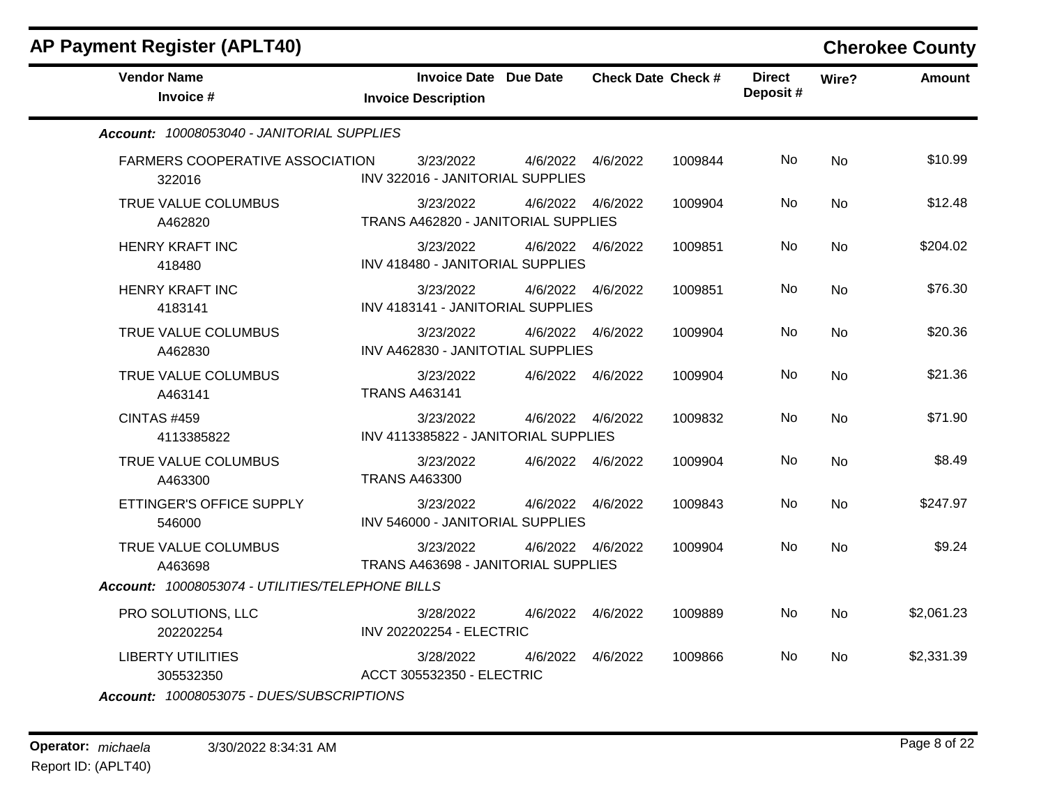## AP Payment Register (APLT40)

**Cherokee County**

| Vendor Name / Invoice # | Invoice Date / Invoice Description | Due Date | Check Date | Check # | Direct Deposit # | Wire? | Amount |
|---|---|---|---|---|---|---|---|
| ***Account: 10008053040 - JANITORIAL SUPPLIES*** | | | | | | | |
| FARMERS COOPERATIVE ASSOCIATION 322016 | 3/23/2022 INV 322016 - JANITORIAL SUPPLIES | 4/6/2022 | 4/6/2022 | 1009844 | No | No | $10.99 |
| TRUE VALUE COLUMBUS A462820 | 3/23/2022 TRANS A462820 - JANITORIAL SUPPLIES | 4/6/2022 | 4/6/2022 | 1009904 | No | No | $12.48 |
| HENRY KRAFT INC 418480 | 3/23/2022 INV 418480 - JANITORIAL SUPPLIES | 4/6/2022 | 4/6/2022 | 1009851 | No | No | $204.02 |
| HENRY KRAFT INC 4183141 | 3/23/2022 INV 4183141 - JANITORIAL SUPPLIES | 4/6/2022 | 4/6/2022 | 1009851 | No | No | $76.30 |
| TRUE VALUE COLUMBUS A462830 | 3/23/2022 INV A462830 - JANITOTIAL SUPPLIES | 4/6/2022 | 4/6/2022 | 1009904 | No | No | $20.36 |
| TRUE VALUE COLUMBUS A463141 | 3/23/2022 TRANS A463141 | 4/6/2022 | 4/6/2022 | 1009904 | No | No | $21.36 |
| CINTAS #459 4113385822 | 3/23/2022 INV 4113385822 - JANITORIAL SUPPLIES | 4/6/2022 | 4/6/2022 | 1009832 | No | No | $71.90 |
| TRUE VALUE COLUMBUS A463300 | 3/23/2022 TRANS A463300 | 4/6/2022 | 4/6/2022 | 1009904 | No | No | $8.49 |
| ETTINGER'S OFFICE SUPPLY 546000 | 3/23/2022 INV 546000 - JANITORIAL SUPPLIES | 4/6/2022 | 4/6/2022 | 1009843 | No | No | $247.97 |
| TRUE VALUE COLUMBUS A463698 | 3/23/2022 TRANS A463698 - JANITORIAL SUPPLIES | 4/6/2022 | 4/6/2022 | 1009904 | No | No | $9.24 |
| ***Account: 10008053074 - UTILITIES/TELEPHONE BILLS*** | | | | | | | |
| PRO SOLUTIONS, LLC 202202254 | 3/28/2022 INV 202202254 - ELECTRIC | 4/6/2022 | 4/6/2022 | 1009889 | No | No | $2,061.23 |
| LIBERTY UTILITIES 305532350 | 3/28/2022 ACCT 305532350 - ELECTRIC | 4/6/2022 | 4/6/2022 | 1009866 | No | No | $2,331.39 |
| ***Account: 10008053075 - DUES/SUBSCRIPTIONS*** | | | | | | | |

**Operator:** *michaela* 3/30/2022 8:34:31 AM
Report ID: (APLT40)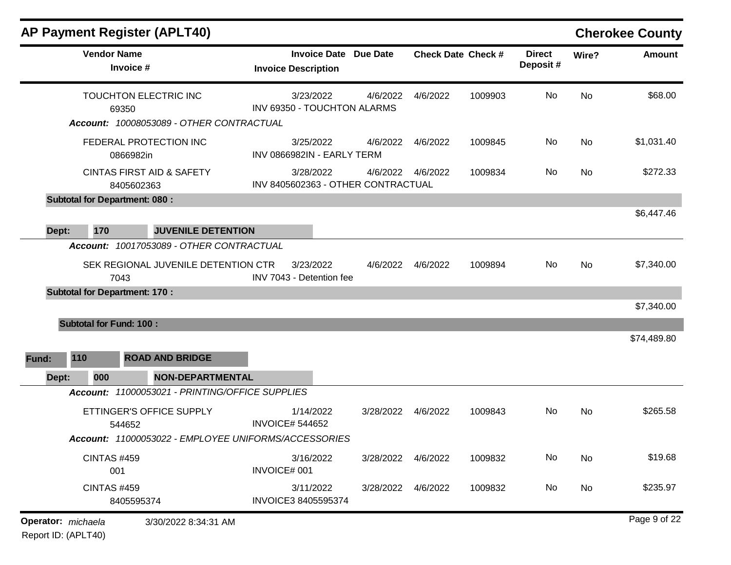## AP Payment Register (APLT40)

**Cherokee County**

| Vendor Name / Invoice # | Invoice Date / Invoice Description | Due Date | Check Date | Check # | Direct Deposit # | Wire? | Amount |
|---|---|---|---|---|---|---|---|
| TOUCHTON ELECTRIC INC<br>69350 | 3/23/2022<br>INV 69350 - TOUCHTON ALARMS | 4/6/2022 | 4/6/2022 | 1009903 | No | No | $68.00 |
| ***Account:*** *10008053089 - OTHER CONTRACTUAL* | | | | | | | |
| FEDERAL PROTECTION INC<br>0866982in | 3/25/2022<br>INV 0866982IN - EARLY TERM | 4/6/2022 | 4/6/2022 | 1009845 | No | No | $1,031.40 |
| CINTAS FIRST AID & SAFETY<br>8405602363 | 3/28/2022<br>INV 8405602363 - OTHER CONTRACTUAL | 4/6/2022 | 4/6/2022 | 1009834 | No | No | $272.33 |
| **Subtotal for Department: 080 :** | | | | | | | $6,447.46 |
| **Dept: 170 JUVENILE DETENTION** | | | | | | | |
| ***Account:*** *10017053089 - OTHER CONTRACTUAL* | | | | | | | |
| SEK REGIONAL JUVENILE DETENTION CTR<br>7043 | 3/23/2022<br>INV 7043 - Detention fee | 4/6/2022 | 4/6/2022 | 1009894 | No | No | $7,340.00 |
| **Subtotal for Department: 170 :** | | | | | | | $7,340.00 |
| **Subtotal for Fund: 100 :** | | | | | | | $74,489.80 |
| **Fund: 110 ROAD AND BRIDGE** | | | | | | | |
| **Dept: 000 NON-DEPARTMENTAL** | | | | | | | |
| ***Account:*** *11000053021 - PRINTING/OFFICE SUPPLIES* | | | | | | | |
| ETTINGER'S OFFICE SUPPLY<br>544652 | 1/14/2022<br>INVOICE# 544652 | 3/28/2022 | 4/6/2022 | 1009843 | No | No | $265.58 |
| ***Account:*** *11000053022 - EMPLOYEE UNIFORMS/ACCESSORIES* | | | | | | | |
| CINTAS #459<br>001 | 3/16/2022<br>INVOICE# 001 | 3/28/2022 | 4/6/2022 | 1009832 | No | No | $19.68 |
| CINTAS #459<br>8405595374 | 3/11/2022<br>INVOICE3 8405595374 | 3/28/2022 | 4/6/2022 | 1009832 | No | No | $235.97 |

**Operator:** *michaela* 3/30/2022 8:34:31 AM

Report ID: (APLT40)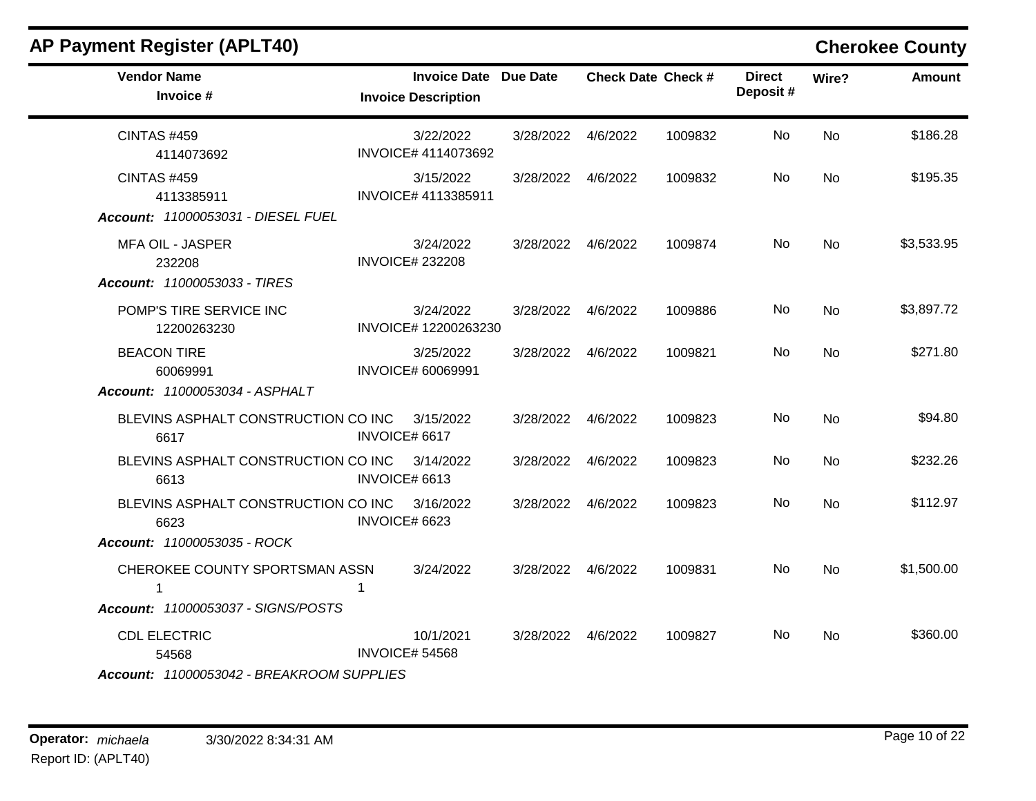## AP Payment Register (APLT40)

**Cherokee County**

| Vendor Name / Invoice # | Invoice Date / Invoice Description | Due Date | Check Date | Check # | Direct Deposit # | Wire? | Amount |
|---|---|---|---|---|---|---|---|
| CINTAS #459<br>4114073692 | 3/22/2022<br>INVOICE# 4114073692 | 3/28/2022 | 4/6/2022 | 1009832 | No | No | $186.28 |
| CINTAS #459<br>4113385911 | 3/15/2022<br>INVOICE# 4113385911 | 3/28/2022 | 4/6/2022 | 1009832 | No | No | $195.35 |
| ***Account:* 11000053031 - DIESEL FUEL** | | | | | | | |
| MFA OIL - JASPER<br>232208 | 3/24/2022<br>INVOICE# 232208 | 3/28/2022 | 4/6/2022 | 1009874 | No | No | $3,533.95 |
| ***Account:* 11000053033 - TIRES** | | | | | | | |
| POMP'S TIRE SERVICE INC<br>12200263230 | 3/24/2022<br>INVOICE# 12200263230 | 3/28/2022 | 4/6/2022 | 1009886 | No | No | $3,897.72 |
| BEACON TIRE<br>60069991 | 3/25/2022<br>INVOICE# 60069991 | 3/28/2022 | 4/6/2022 | 1009821 | No | No | $271.80 |
| ***Account:* 11000053034 - ASPHALT** | | | | | | | |
| BLEVINS ASPHALT CONSTRUCTION CO INC<br>6617 | 3/15/2022<br>INVOICE# 6617 | 3/28/2022 | 4/6/2022 | 1009823 | No | No | $94.80 |
| BLEVINS ASPHALT CONSTRUCTION CO INC<br>6613 | 3/14/2022<br>INVOICE# 6613 | 3/28/2022 | 4/6/2022 | 1009823 | No | No | $232.26 |
| BLEVINS ASPHALT CONSTRUCTION CO INC<br>6623 | 3/16/2022<br>INVOICE# 6623 | 3/28/2022 | 4/6/2022 | 1009823 | No | No | $112.97 |
| ***Account:* 11000053035 - ROCK** | | | | | | | |
| CHEROKEE COUNTY SPORTSMAN ASSN<br>1 | 3/24/2022<br>1 | 3/28/2022 | 4/6/2022 | 1009831 | No | No | $1,500.00 |
| ***Account:* 11000053037 - SIGNS/POSTS** | | | | | | | |
| CDL ELECTRIC<br>54568 | 10/1/2021<br>INVOICE# 54568 | 3/28/2022 | 4/6/2022 | 1009827 | No | No | $360.00 |
| ***Account:* 11000053042 - BREAKROOM SUPPLIES** | | | | | | | |

**Operator:** *michaela* 3/30/2022 8:34:31 AM

Report ID: (APLT40)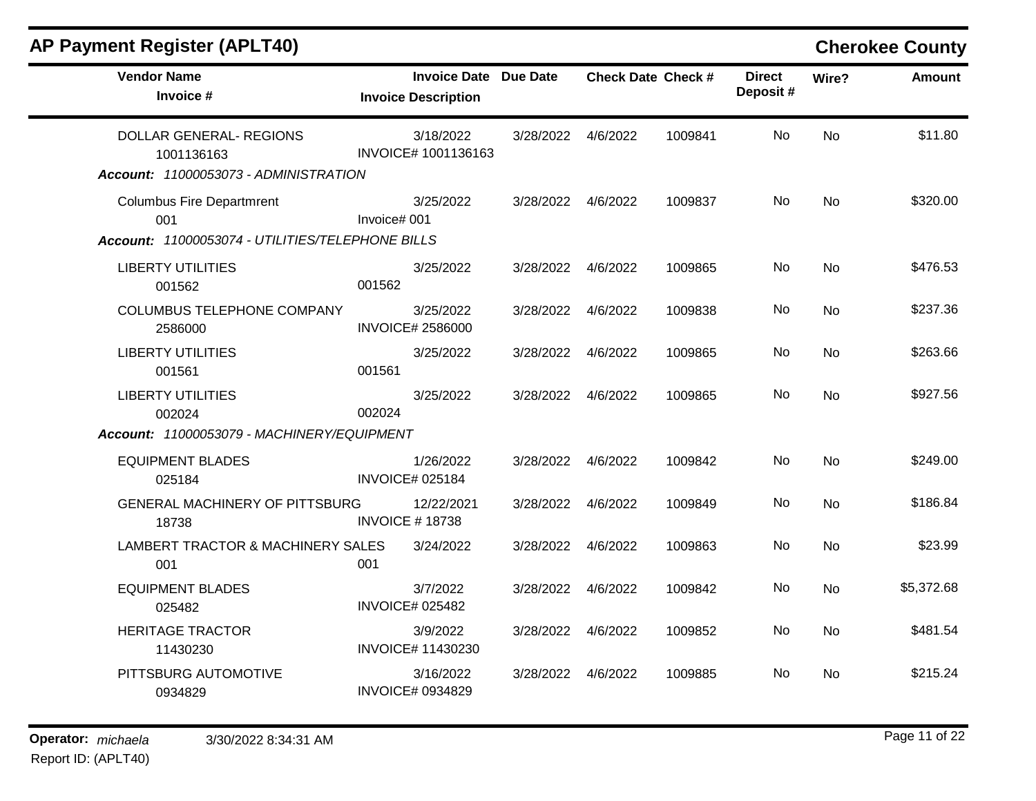## AP Payment Register (APLT40)

**Cherokee County**

| Vendor Name / Invoice # | Invoice Date / Invoice Description | Due Date | Check Date | Check # | Direct Deposit # | Wire? | Amount |
|---|---|---|---|---|---|---|---|
| DOLLAR GENERAL- REGIONS<br>1001136163 | 3/18/2022<br>INVOICE# 1001136163 | 3/28/2022 | 4/6/2022 | 1009841 | No | No | $11.80 |
| ***Account:*** *11000053073 - ADMINISTRATION* | | | | | | | |
| Columbus Fire Departmrent<br>001 | 3/25/2022<br>Invoice# 001 | 3/28/2022 | 4/6/2022 | 1009837 | No | No | $320.00 |
| ***Account:*** *11000053074 - UTILITIES/TELEPHONE BILLS* | | | | | | | |
| LIBERTY UTILITIES<br>001562 | 3/25/2022<br>001562 | 3/28/2022 | 4/6/2022 | 1009865 | No | No | $476.53 |
| COLUMBUS TELEPHONE COMPANY<br>2586000 | 3/25/2022<br>INVOICE# 2586000 | 3/28/2022 | 4/6/2022 | 1009838 | No | No | $237.36 |
| LIBERTY UTILITIES<br>001561 | 3/25/2022<br>001561 | 3/28/2022 | 4/6/2022 | 1009865 | No | No | $263.66 |
| LIBERTY UTILITIES<br>002024 | 3/25/2022<br>002024 | 3/28/2022 | 4/6/2022 | 1009865 | No | No | $927.56 |
| ***Account:*** *11000053079 - MACHINERY/EQUIPMENT* | | | | | | | |
| EQUIPMENT BLADES<br>025184 | 1/26/2022<br>INVOICE# 025184 | 3/28/2022 | 4/6/2022 | 1009842 | No | No | $249.00 |
| GENERAL MACHINERY OF PITTSBURG<br>18738 | 12/22/2021<br>INVOICE # 18738 | 3/28/2022 | 4/6/2022 | 1009849 | No | No | $186.84 |
| LAMBERT TRACTOR & MACHINERY SALES<br>001 | 3/24/2022<br>001 | 3/28/2022 | 4/6/2022 | 1009863 | No | No | $23.99 |
| EQUIPMENT BLADES<br>025482 | 3/7/2022<br>INVOICE# 025482 | 3/28/2022 | 4/6/2022 | 1009842 | No | No | $5,372.68 |
| HERITAGE TRACTOR<br>11430230 | 3/9/2022<br>INVOICE# 11430230 | 3/28/2022 | 4/6/2022 | 1009852 | No | No | $481.54 |
| PITTSBURG AUTOMOTIVE<br>0934829 | 3/16/2022<br>INVOICE# 0934829 | 3/28/2022 | 4/6/2022 | 1009885 | No | No | $215.24 |

**Operator:** *michaela* 3/30/2022 8:34:31 AM
Report ID: (APLT40)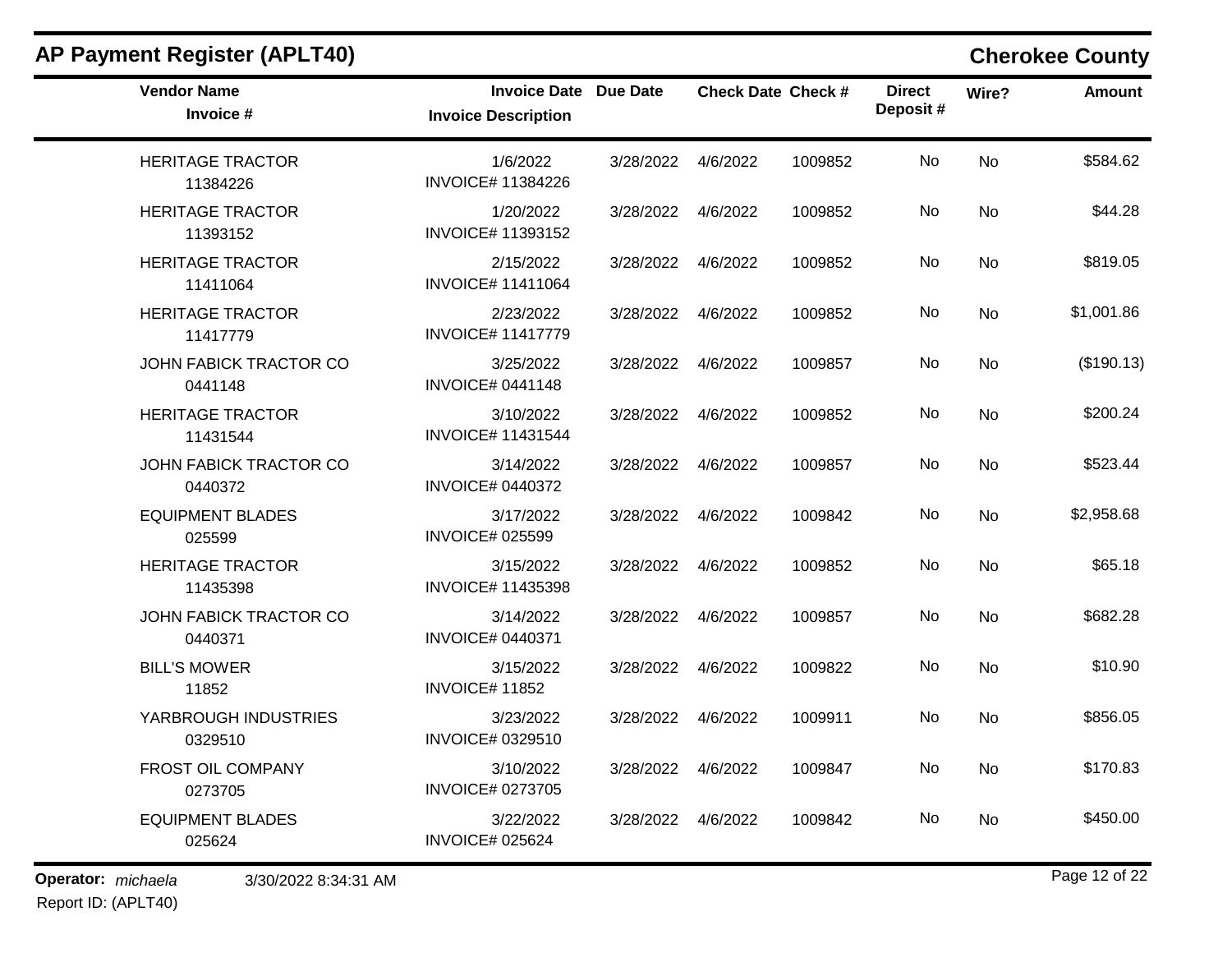## AP Payment Register (APLT40)

**Cherokee County**

| Vendor Name / Invoice # | Invoice Date / Invoice Description | Due Date | Check Date | Check # | Direct Deposit # | Wire? | Amount |
|---|---|---|---|---|---|---|---|
| HERITAGE TRACTOR<br>11384226 | 1/6/2022<br>INVOICE# 11384226 | 3/28/2022 | 4/6/2022 | 1009852 | No | No | $584.62 |
| HERITAGE TRACTOR<br>11393152 | 1/20/2022<br>INVOICE# 11393152 | 3/28/2022 | 4/6/2022 | 1009852 | No | No | $44.28 |
| HERITAGE TRACTOR<br>11411064 | 2/15/2022<br>INVOICE# 11411064 | 3/28/2022 | 4/6/2022 | 1009852 | No | No | $819.05 |
| HERITAGE TRACTOR<br>11417779 | 2/23/2022<br>INVOICE# 11417779 | 3/28/2022 | 4/6/2022 | 1009852 | No | No | $1,001.86 |
| JOHN FABICK TRACTOR CO<br>0441148 | 3/25/2022<br>INVOICE# 0441148 | 3/28/2022 | 4/6/2022 | 1009857 | No | No | ($190.13) |
| HERITAGE TRACTOR<br>11431544 | 3/10/2022<br>INVOICE# 11431544 | 3/28/2022 | 4/6/2022 | 1009852 | No | No | $200.24 |
| JOHN FABICK TRACTOR CO<br>0440372 | 3/14/2022<br>INVOICE# 0440372 | 3/28/2022 | 4/6/2022 | 1009857 | No | No | $523.44 |
| EQUIPMENT BLADES<br>025599 | 3/17/2022<br>INVOICE# 025599 | 3/28/2022 | 4/6/2022 | 1009842 | No | No | $2,958.68 |
| HERITAGE TRACTOR<br>11435398 | 3/15/2022<br>INVOICE# 11435398 | 3/28/2022 | 4/6/2022 | 1009852 | No | No | $65.18 |
| JOHN FABICK TRACTOR CO<br>0440371 | 3/14/2022<br>INVOICE# 0440371 | 3/28/2022 | 4/6/2022 | 1009857 | No | No | $682.28 |
| BILL'S MOWER<br>11852 | 3/15/2022<br>INVOICE# 11852 | 3/28/2022 | 4/6/2022 | 1009822 | No | No | $10.90 |
| YARBROUGH INDUSTRIES<br>0329510 | 3/23/2022<br>INVOICE# 0329510 | 3/28/2022 | 4/6/2022 | 1009911 | No | No | $856.05 |
| FROST OIL COMPANY<br>0273705 | 3/10/2022<br>INVOICE# 0273705 | 3/28/2022 | 4/6/2022 | 1009847 | No | No | $170.83 |
| EQUIPMENT BLADES<br>025624 | 3/22/2022<br>INVOICE# 025624 | 3/28/2022 | 4/6/2022 | 1009842 | No | No | $450.00 |

**Operator:** *michaela* 3/30/2022 8:34:31 AM

Report ID: (APLT40)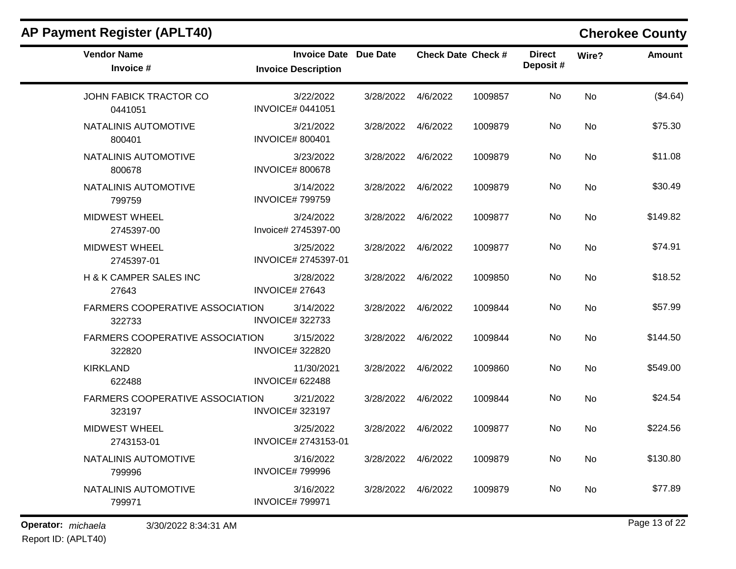## AP Payment Register (APLT40)

**Cherokee County**

| Vendor Name / Invoice # | Invoice Date / Invoice Description | Due Date | Check Date | Check # | Direct Deposit # | Wire? | Amount |
|---|---|---|---|---|---|---|---|
| JOHN FABICK TRACTOR CO<br>0441051 | 3/22/2022<br>INVOICE# 0441051 | 3/28/2022 | 4/6/2022 | 1009857 | No | No | ($4.64) |
| NATALINIS AUTOMOTIVE<br>800401 | 3/21/2022<br>INVOICE# 800401 | 3/28/2022 | 4/6/2022 | 1009879 | No | No | $75.30 |
| NATALINIS AUTOMOTIVE<br>800678 | 3/23/2022<br>INVOICE# 800678 | 3/28/2022 | 4/6/2022 | 1009879 | No | No | $11.08 |
| NATALINIS AUTOMOTIVE<br>799759 | 3/14/2022<br>INVOICE# 799759 | 3/28/2022 | 4/6/2022 | 1009879 | No | No | $30.49 |
| MIDWEST WHEEL<br>2745397-00 | 3/24/2022<br>Invoice# 2745397-00 | 3/28/2022 | 4/6/2022 | 1009877 | No | No | $149.82 |
| MIDWEST WHEEL<br>2745397-01 | 3/25/2022<br>INVOICE# 2745397-01 | 3/28/2022 | 4/6/2022 | 1009877 | No | No | $74.91 |
| H & K CAMPER SALES INC<br>27643 | 3/28/2022<br>INVOICE# 27643 | 3/28/2022 | 4/6/2022 | 1009850 | No | No | $18.52 |
| FARMERS COOPERATIVE ASSOCIATION<br>322733 | 3/14/2022<br>INVOICE# 322733 | 3/28/2022 | 4/6/2022 | 1009844 | No | No | $57.99 |
| FARMERS COOPERATIVE ASSOCIATION<br>322820 | 3/15/2022<br>INVOICE# 322820 | 3/28/2022 | 4/6/2022 | 1009844 | No | No | $144.50 |
| KIRKLAND<br>622488 | 11/30/2021<br>INVOICE# 622488 | 3/28/2022 | 4/6/2022 | 1009860 | No | No | $549.00 |
| FARMERS COOPERATIVE ASSOCIATION<br>323197 | 3/21/2022<br>INVOICE# 323197 | 3/28/2022 | 4/6/2022 | 1009844 | No | No | $24.54 |
| MIDWEST WHEEL<br>2743153-01 | 3/25/2022<br>INVOICE# 2743153-01 | 3/28/2022 | 4/6/2022 | 1009877 | No | No | $224.56 |
| NATALINIS AUTOMOTIVE<br>799996 | 3/16/2022<br>INVOICE# 799996 | 3/28/2022 | 4/6/2022 | 1009879 | No | No | $130.80 |
| NATALINIS AUTOMOTIVE<br>799971 | 3/16/2022<br>INVOICE# 799971 | 3/28/2022 | 4/6/2022 | 1009879 | No | No | $77.89 |

**Operator:** *michaela* 3/30/2022 8:34:31 AM

Report ID: (APLT40)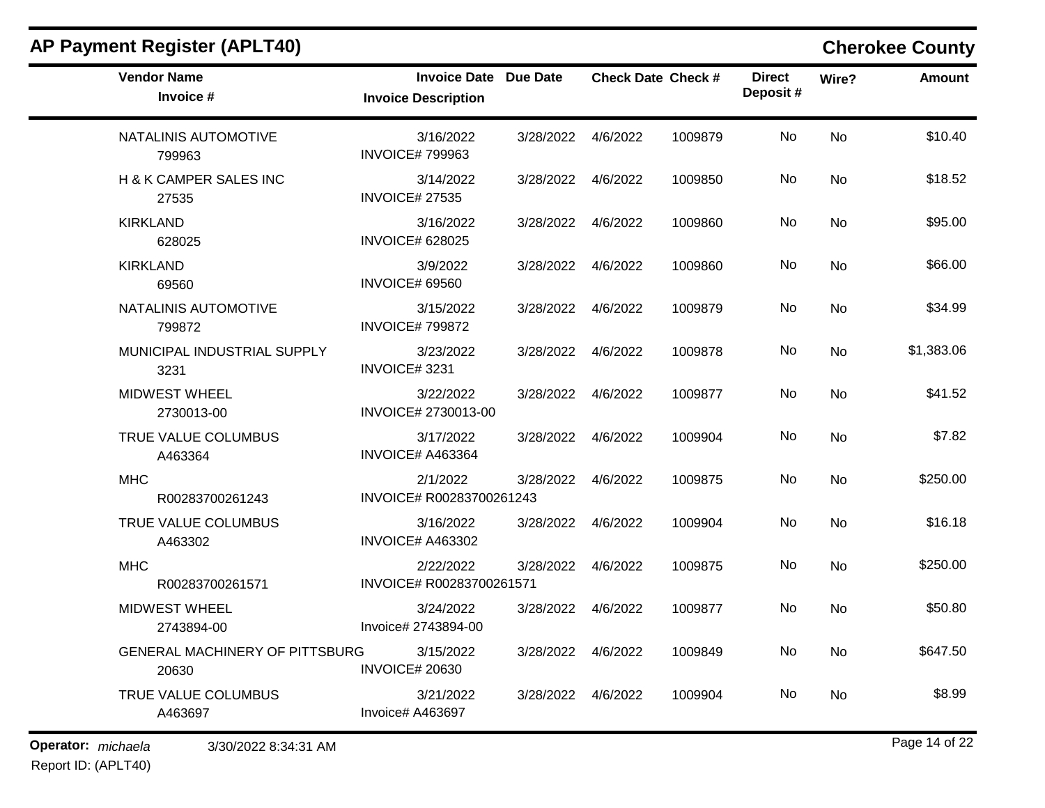# AP Payment Register (APLT40)

**Cherokee County**

| Vendor Name / Invoice # | Invoice Date / Invoice Description | Due Date | Check Date | Check # | Direct Deposit # | Wire? | Amount |
|---|---|---|---|---|---|---|---|
| NATALINIS AUTOMOTIVE<br>799963 | 3/16/2022<br>INVOICE# 799963 | 3/28/2022 | 4/6/2022 | 1009879 | No | No | $10.40 |
| H & K CAMPER SALES INC<br>27535 | 3/14/2022<br>INVOICE# 27535 | 3/28/2022 | 4/6/2022 | 1009850 | No | No | $18.52 |
| KIRKLAND<br>628025 | 3/16/2022<br>INVOICE# 628025 | 3/28/2022 | 4/6/2022 | 1009860 | No | No | $95.00 |
| KIRKLAND<br>69560 | 3/9/2022<br>INVOICE# 69560 | 3/28/2022 | 4/6/2022 | 1009860 | No | No | $66.00 |
| NATALINIS AUTOMOTIVE<br>799872 | 3/15/2022<br>INVOICE# 799872 | 3/28/2022 | 4/6/2022 | 1009879 | No | No | $34.99 |
| MUNICIPAL INDUSTRIAL SUPPLY<br>3231 | 3/23/2022<br>INVOICE# 3231 | 3/28/2022 | 4/6/2022 | 1009878 | No | No | $1,383.06 |
| MIDWEST WHEEL<br>2730013-00 | 3/22/2022<br>INVOICE# 2730013-00 | 3/28/2022 | 4/6/2022 | 1009877 | No | No | $41.52 |
| TRUE VALUE COLUMBUS<br>A463364 | 3/17/2022<br>INVOICE# A463364 | 3/28/2022 | 4/6/2022 | 1009904 | No | No | $7.82 |
| MHC<br>R00283700261243 | 2/1/2022<br>INVOICE# R00283700261243 | 3/28/2022 | 4/6/2022 | 1009875 | No | No | $250.00 |
| TRUE VALUE COLUMBUS<br>A463302 | 3/16/2022<br>INVOICE# A463302 | 3/28/2022 | 4/6/2022 | 1009904 | No | No | $16.18 |
| MHC<br>R00283700261571 | 2/22/2022<br>INVOICE# R00283700261571 | 3/28/2022 | 4/6/2022 | 1009875 | No | No | $250.00 |
| MIDWEST WHEEL<br>2743894-00 | 3/24/2022<br>Invoice# 2743894-00 | 3/28/2022 | 4/6/2022 | 1009877 | No | No | $50.80 |
| GENERAL MACHINERY OF PITTSBURG<br>20630 | 3/15/2022<br>INVOICE# 20630 | 3/28/2022 | 4/6/2022 | 1009849 | No | No | $647.50 |
| TRUE VALUE COLUMBUS<br>A463697 | 3/21/2022<br>Invoice# A463697 | 3/28/2022 | 4/6/2022 | 1009904 | No | No | $8.99 |

**Operator:** *michaela* 3/30/2022 8:34:31 AM

Report ID: (APLT40)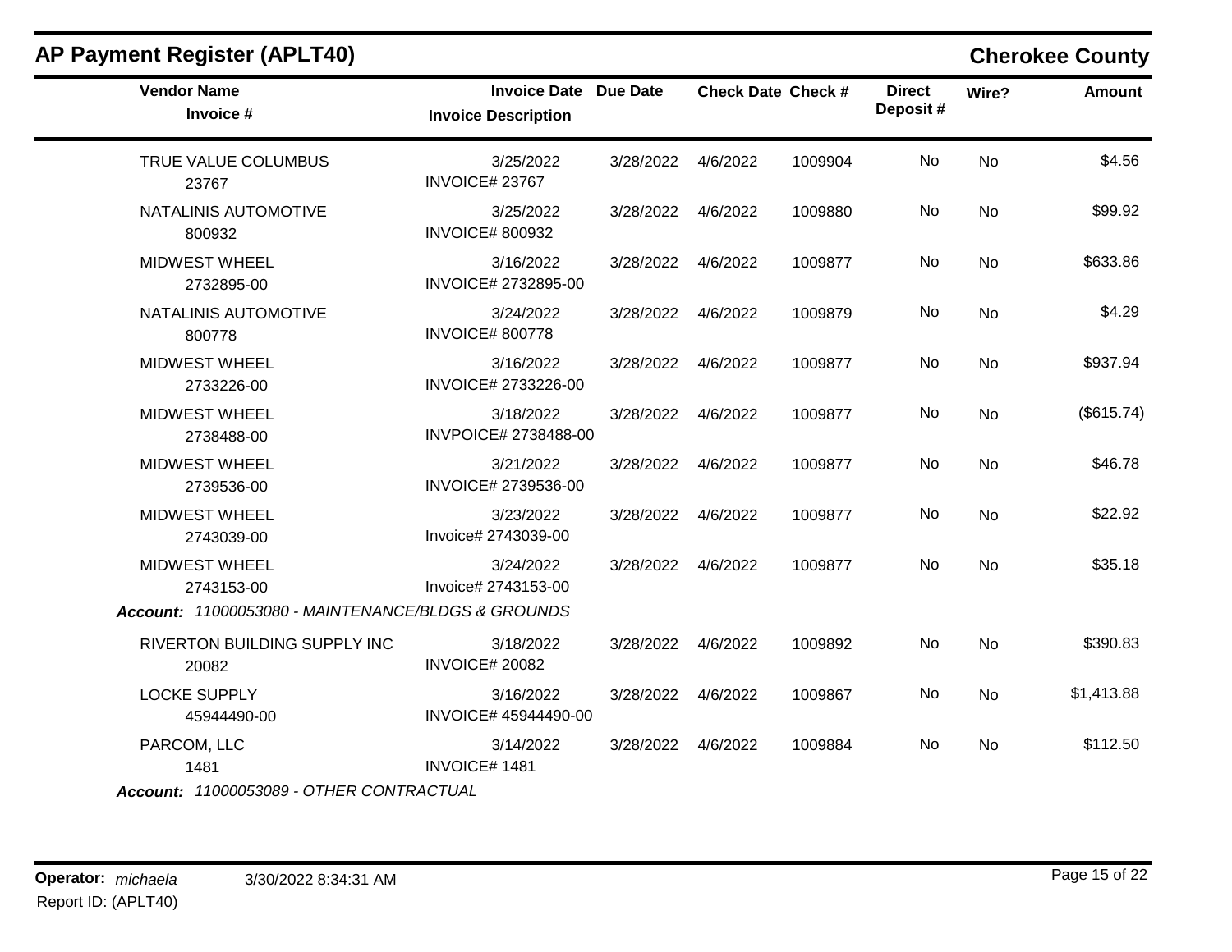## AP Payment Register (APLT40)

**Cherokee County**

| Vendor Name / Invoice # | Invoice Date / Invoice Description | Due Date | Check Date | Check # | Direct Deposit # | Wire? | Amount |
|---|---|---|---|---|---|---|---|
| TRUE VALUE COLUMBUS<br>23767 | 3/25/2022<br>INVOICE# 23767 | 3/28/2022 | 4/6/2022 | 1009904 | No | No | $4.56 |
| NATALINIS AUTOMOTIVE<br>800932 | 3/25/2022<br>INVOICE# 800932 | 3/28/2022 | 4/6/2022 | 1009880 | No | No | $99.92 |
| MIDWEST WHEEL<br>2732895-00 | 3/16/2022<br>INVOICE# 2732895-00 | 3/28/2022 | 4/6/2022 | 1009877 | No | No | $633.86 |
| NATALINIS AUTOMOTIVE<br>800778 | 3/24/2022<br>INVOICE# 800778 | 3/28/2022 | 4/6/2022 | 1009879 | No | No | $4.29 |
| MIDWEST WHEEL<br>2733226-00 | 3/16/2022<br>INVOICE# 2733226-00 | 3/28/2022 | 4/6/2022 | 1009877 | No | No | $937.94 |
| MIDWEST WHEEL<br>2738488-00 | 3/18/2022<br>INVPOICE# 2738488-00 | 3/28/2022 | 4/6/2022 | 1009877 | No | No | ($615.74) |
| MIDWEST WHEEL<br>2739536-00 | 3/21/2022<br>INVOICE# 2739536-00 | 3/28/2022 | 4/6/2022 | 1009877 | No | No | $46.78 |
| MIDWEST WHEEL<br>2743039-00 | 3/23/2022<br>Invoice# 2743039-00 | 3/28/2022 | 4/6/2022 | 1009877 | No | No | $22.92 |
| MIDWEST WHEEL<br>2743153-00 | 3/24/2022<br>Invoice# 2743153-00 | 3/28/2022 | 4/6/2022 | 1009877 | No | No | $35.18 |

***Account:*** *11000053080 - MAINTENANCE/BLDGS & GROUNDS*

| Vendor Name / Invoice # | Invoice Date / Invoice Description | Due Date | Check Date | Check # | Direct Deposit # | Wire? | Amount |
|---|---|---|---|---|---|---|---|
| RIVERTON BUILDING SUPPLY INC<br>20082 | 3/18/2022<br>INVOICE# 20082 | 3/28/2022 | 4/6/2022 | 1009892 | No | No | $390.83 |
| LOCKE SUPPLY<br>45944490-00 | 3/16/2022<br>INVOICE# 45944490-00 | 3/28/2022 | 4/6/2022 | 1009867 | No | No | $1,413.88 |
| PARCOM, LLC<br>1481 | 3/14/2022<br>INVOICE# 1481 | 3/28/2022 | 4/6/2022 | 1009884 | No | No | $112.50 |

***Account:*** *11000053089 - OTHER CONTRACTUAL*

**Operator:** *michaela* 3/30/2022 8:34:31 AM

Report ID: (APLT40)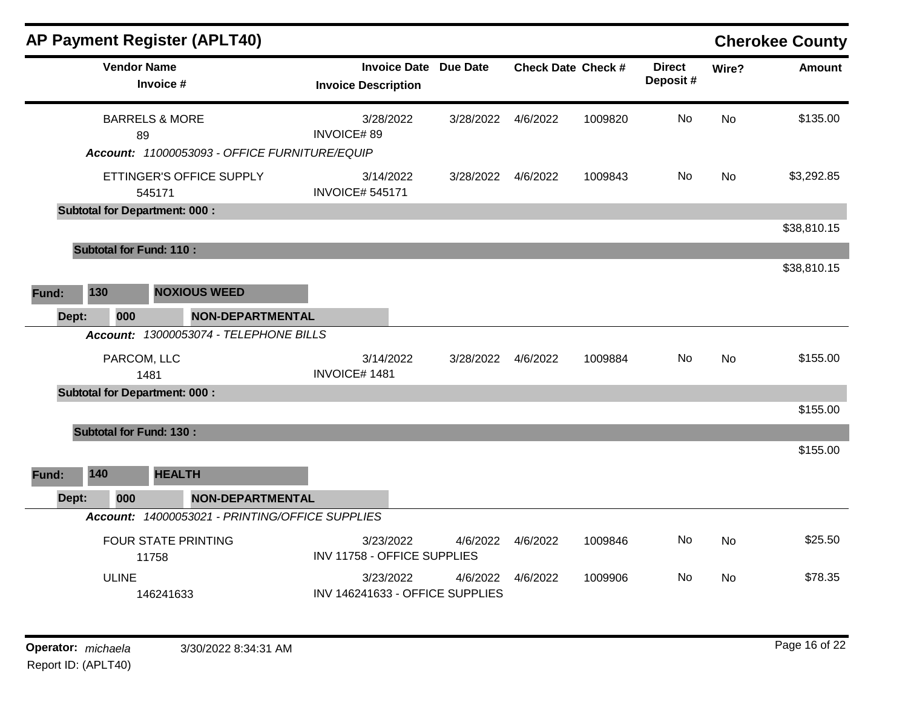# AP Payment Register (APLT40)

**Cherokee County**

| Vendor Name / Invoice # | Invoice Date / Invoice Description | Due Date | Check Date | Check # | Direct Deposit # | Wire? | Amount |
|---|---|---|---|---|---|---|---|
| BARRELS & MORE<br>89 | 3/28/2022<br>INVOICE# 89 | 3/28/2022 | 4/6/2022 | 1009820 | No | No | $135.00 |
| ***Account:*** *11000053093 - OFFICE FURNITURE/EQUIP* | | | | | | | |
| ETTINGER'S OFFICE SUPPLY<br>545171 | 3/14/2022<br>INVOICE# 545171 | 3/28/2022 | 4/6/2022 | 1009843 | No | No | $3,292.85 |
| **Subtotal for Department: 000 :** | | | | | | | $38,810.15 |
| **Subtotal for Fund: 110 :** | | | | | | | $38,810.15 |
| **Fund: 130 NOXIOUS WEED** | | | | | | | |
| **Dept: 000 NON-DEPARTMENTAL** | | | | | | | |
| ***Account:*** *13000053074 - TELEPHONE BILLS* | | | | | | | |
| PARCOM, LLC<br>1481 | 3/14/2022<br>INVOICE# 1481 | 3/28/2022 | 4/6/2022 | 1009884 | No | No | $155.00 |
| **Subtotal for Department: 000 :** | | | | | | | $155.00 |
| **Subtotal for Fund: 130 :** | | | | | | | $155.00 |
| **Fund: 140 HEALTH** | | | | | | | |
| **Dept: 000 NON-DEPARTMENTAL** | | | | | | | |
| ***Account:*** *14000053021 - PRINTING/OFFICE SUPPLIES* | | | | | | | |
| FOUR STATE PRINTING<br>11758 | 3/23/2022<br>INV 11758 - OFFICE SUPPLIES | 4/6/2022 | 4/6/2022 | 1009846 | No | No | $25.50 |
| ULINE<br>146241633 | 3/23/2022<br>INV 146241633 - OFFICE SUPPLIES | 4/6/2022 | 4/6/2022 | 1009906 | No | No | $78.35 |

**Operator:** *michaela* 3/30/2022 8:34:31 AM

Report ID: (APLT40)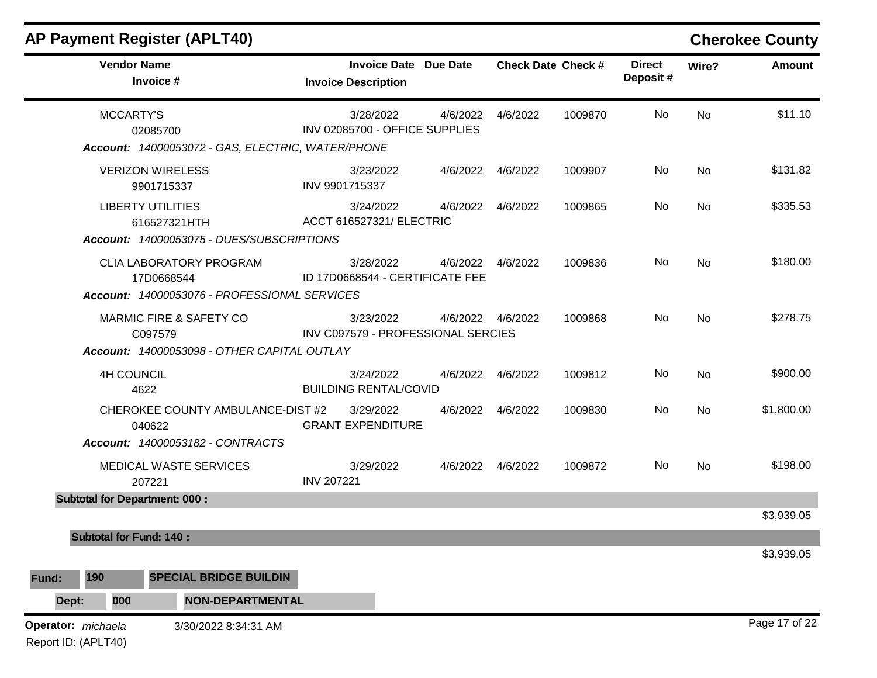## AP Payment Register (APLT40)

**Cherokee County**

| Vendor Name / Invoice # | Invoice Date / Invoice Description | Due Date | Check Date | Check # | Direct Deposit # | Wire? | Amount |
|---|---|---|---|---|---|---|---|
| MCCARTY'S<br>02085700 | 3/28/2022<br>INV 02085700 - OFFICE SUPPLIES | 4/6/2022 | 4/6/2022 | 1009870 | No | No | $11.10 |
| ***Account:** 14000053072 - GAS, ELECTRIC, WATER/PHONE* | | | | | | | |
| VERIZON WIRELESS<br>9901715337 | 3/23/2022<br>INV 9901715337 | 4/6/2022 | 4/6/2022 | 1009907 | No | No | $131.82 |
| LIBERTY UTILITIES<br>616527321HTH | 3/24/2022<br>ACCT 616527321/ ELECTRIC | 4/6/2022 | 4/6/2022 | 1009865 | No | No | $335.53 |
| ***Account:** 14000053075 - DUES/SUBSCRIPTIONS* | | | | | | | |
| CLIA LABORATORY PROGRAM<br>17D0668544 | 3/28/2022<br>ID 17D0668544 - CERTIFICATE FEE | 4/6/2022 | 4/6/2022 | 1009836 | No | No | $180.00 |
| ***Account:** 14000053076 - PROFESSIONAL SERVICES* | | | | | | | |
| MARMIC FIRE & SAFETY CO<br>C097579 | 3/23/2022<br>INV C097579 - PROFESSIONAL SERCIES | 4/6/2022 | 4/6/2022 | 1009868 | No | No | $278.75 |
| ***Account:** 14000053098 - OTHER CAPITAL OUTLAY* | | | | | | | |
| 4H COUNCIL<br>4622 | 3/24/2022<br>BUILDING RENTAL/COVID | 4/6/2022 | 4/6/2022 | 1009812 | No | No | $900.00 |
| CHEROKEE COUNTY AMBULANCE-DIST #2<br>040622 | 3/29/2022<br>GRANT EXPENDITURE | 4/6/2022 | 4/6/2022 | 1009830 | No | No | $1,800.00 |
| ***Account:** 14000053182 - CONTRACTS* | | | | | | | |
| MEDICAL WASTE SERVICES<br>207221 | 3/29/2022<br>INV 207221 | 4/6/2022 | 4/6/2022 | 1009872 | No | No | $198.00 |
| **Subtotal for Department: 000 :** | | | | | | | $3,939.05 |
| **Subtotal for Fund: 140 :** | | | | | | | $3,939.05 |

**Fund:** **190** **SPECIAL BRIDGE BUILDIN**

**Dept:** **000** **NON-DEPARTMENTAL**

**Operator:** *michaela* 3/30/2022 8:34:31 AM

Report ID: (APLT40)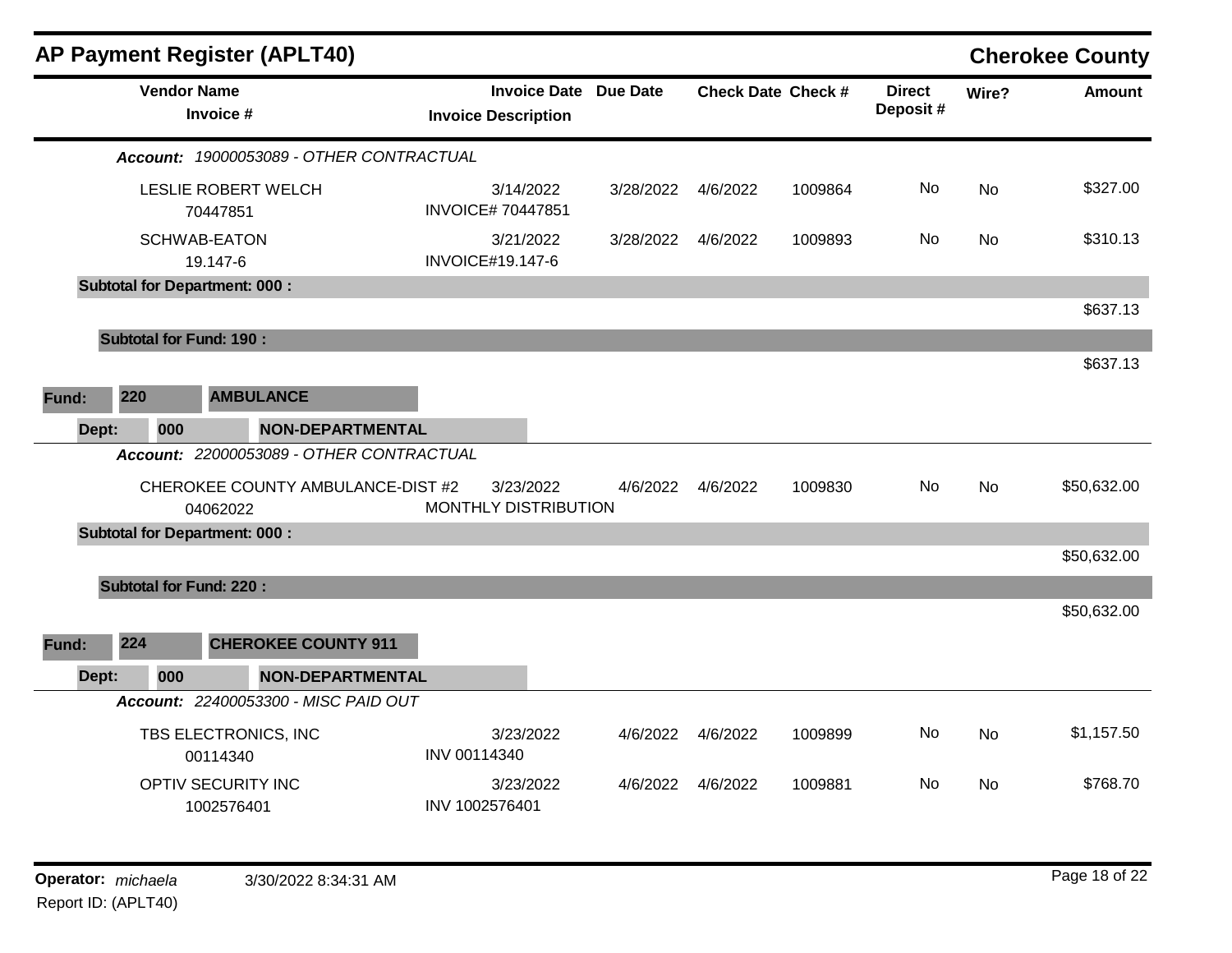# AP Payment Register (APLT40)

## Cherokee County

| Vendor Name / Invoice # | Invoice Date / Invoice Description | Due Date | Check Date | Check # | Direct Deposit # | Wire? | Amount |
|---|---|---|---|---|---|---|---|
| ***Account:*** *19000053089 - OTHER CONTRACTUAL* | | | | | | | |
| LESLIE ROBERT WELCH<br>70447851 | 3/14/2022<br>INVOICE# 70447851 | 3/28/2022 | 4/6/2022 | 1009864 | No | No | $327.00 |
| SCHWAB-EATON<br>19.147-6 | 3/21/2022<br>INVOICE#19.147-6 | 3/28/2022 | 4/6/2022 | 1009893 | No | No | $310.13 |
| **Subtotal for Department: 000 :** | | | | | | | $637.13 |
| **Subtotal for Fund: 190 :** | | | | | | | $637.13 |
| **Fund: 220 AMBULANCE** | | | | | | | |
| **Dept: 000 NON-DEPARTMENTAL** | | | | | | | |
| ***Account:*** *22000053089 - OTHER CONTRACTUAL* | | | | | | | |
| CHEROKEE COUNTY AMBULANCE-DIST #2<br>04062022 | 3/23/2022<br>MONTHLY DISTRIBUTION | 4/6/2022 | 4/6/2022 | 1009830 | No | No | $50,632.00 |
| **Subtotal for Department: 000 :** | | | | | | | $50,632.00 |
| **Subtotal for Fund: 220 :** | | | | | | | $50,632.00 |
| **Fund: 224 CHEROKEE COUNTY 911** | | | | | | | |
| **Dept: 000 NON-DEPARTMENTAL** | | | | | | | |
| ***Account:*** *22400053300 - MISC PAID OUT* | | | | | | | |
| TBS ELECTRONICS, INC<br>00114340 | 3/23/2022<br>INV 00114340 | 4/6/2022 | 4/6/2022 | 1009899 | No | No | $1,157.50 |
| OPTIV SECURITY INC<br>1002576401 | 3/23/2022<br>INV 1002576401 | 4/6/2022 | 4/6/2022 | 1009881 | No | No | $768.70 |

**Operator:** *michaela* 3/30/2022 8:34:31 AM
Report ID: (APLT40)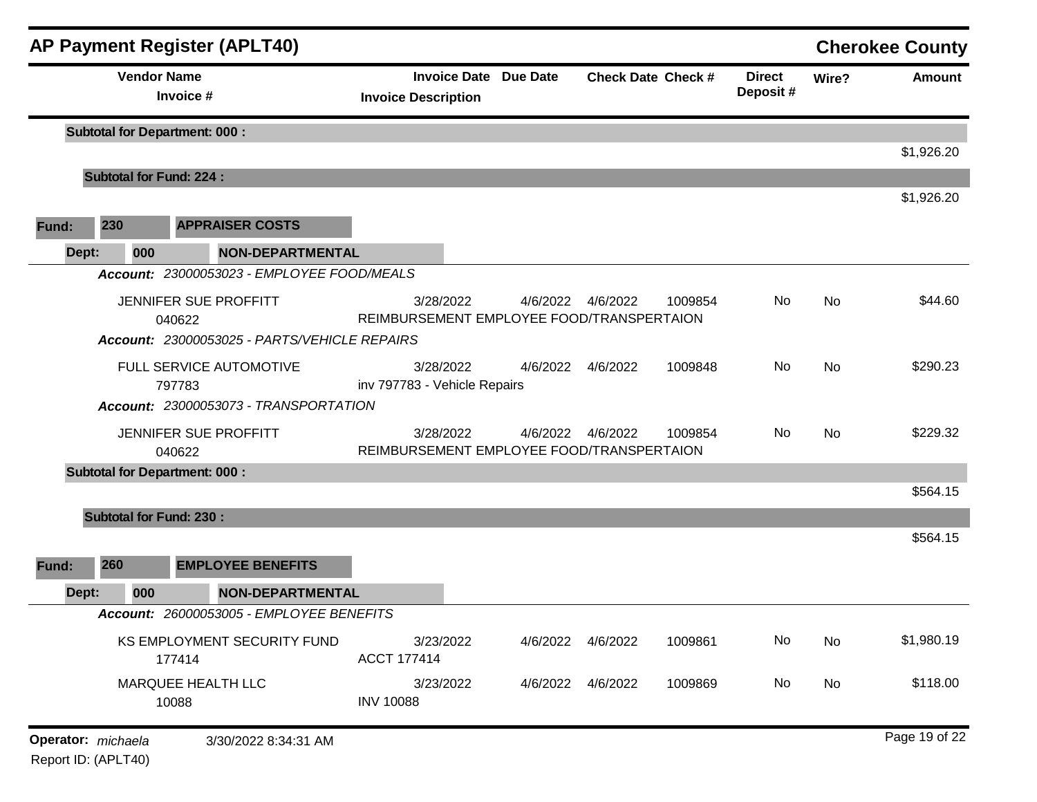# AP Payment Register (APLT40)

**Cherokee County**

| Vendor Name / Invoice # | Invoice Date / Invoice Description | Due Date | Check Date | Check # | Direct Deposit # | Wire? | Amount |
|---|---|---|---|---|---|---|---|
| **Subtotal for Department: 000 :** | | | | | | | $1,926.20 |
| **Subtotal for Fund: 224 :** | | | | | | | $1,926.20 |

**Fund:** 230 **APPRAISER COSTS**

**Dept:** 000 **NON-DEPARTMENTAL**

| Vendor Name / Invoice # | Invoice Date / Invoice Description | Due Date | Check Date | Check # | Direct Deposit # | Wire? | Amount |
|---|---|---|---|---|---|---|---|
| ***Account:* 23000053023 - EMPLOYEE FOOD/MEALS** | | | | | | | |
| JENNIFER SUE PROFFITT<br>040622 | 3/28/2022<br>REIMBURSEMENT EMPLOYEE FOOD/TRANSPERTAION | 4/6/2022 | 4/6/2022 | 1009854 | No | No | $44.60 |
| ***Account:* 23000053025 - PARTS/VEHICLE REPAIRS** | | | | | | | |
| FULL SERVICE AUTOMOTIVE<br>797783 | 3/28/2022<br>inv 797783 - Vehicle Repairs | 4/6/2022 | 4/6/2022 | 1009848 | No | No | $290.23 |
| ***Account:* 23000053073 - TRANSPORTATION** | | | | | | | |
| JENNIFER SUE PROFFITT<br>040622 | 3/28/2022<br>REIMBURSEMENT EMPLOYEE FOOD/TRANSPERTAION | 4/6/2022 | 4/6/2022 | 1009854 | No | No | $229.32 |
| **Subtotal for Department: 000 :** | | | | | | | $564.15 |
| **Subtotal for Fund: 230 :** | | | | | | | $564.15 |

**Fund:** 260 **EMPLOYEE BENEFITS**

**Dept:** 000 **NON-DEPARTMENTAL**

| Vendor Name / Invoice # | Invoice Date / Invoice Description | Due Date | Check Date | Check # | Direct Deposit # | Wire? | Amount |
|---|---|---|---|---|---|---|---|
| ***Account:* 26000053005 - EMPLOYEE BENEFITS** | | | | | | | |
| KS EMPLOYMENT SECURITY FUND<br>177414 | 3/23/2022<br>ACCT 177414 | 4/6/2022 | 4/6/2022 | 1009861 | No | No | $1,980.19 |
| MARQUEE HEALTH LLC<br>10088 | 3/23/2022<br>INV 10088 | 4/6/2022 | 4/6/2022 | 1009869 | No | No | $118.00 |

**Operator:** *michaela* 3/30/2022 8:34:31 AM

Report ID: (APLT40)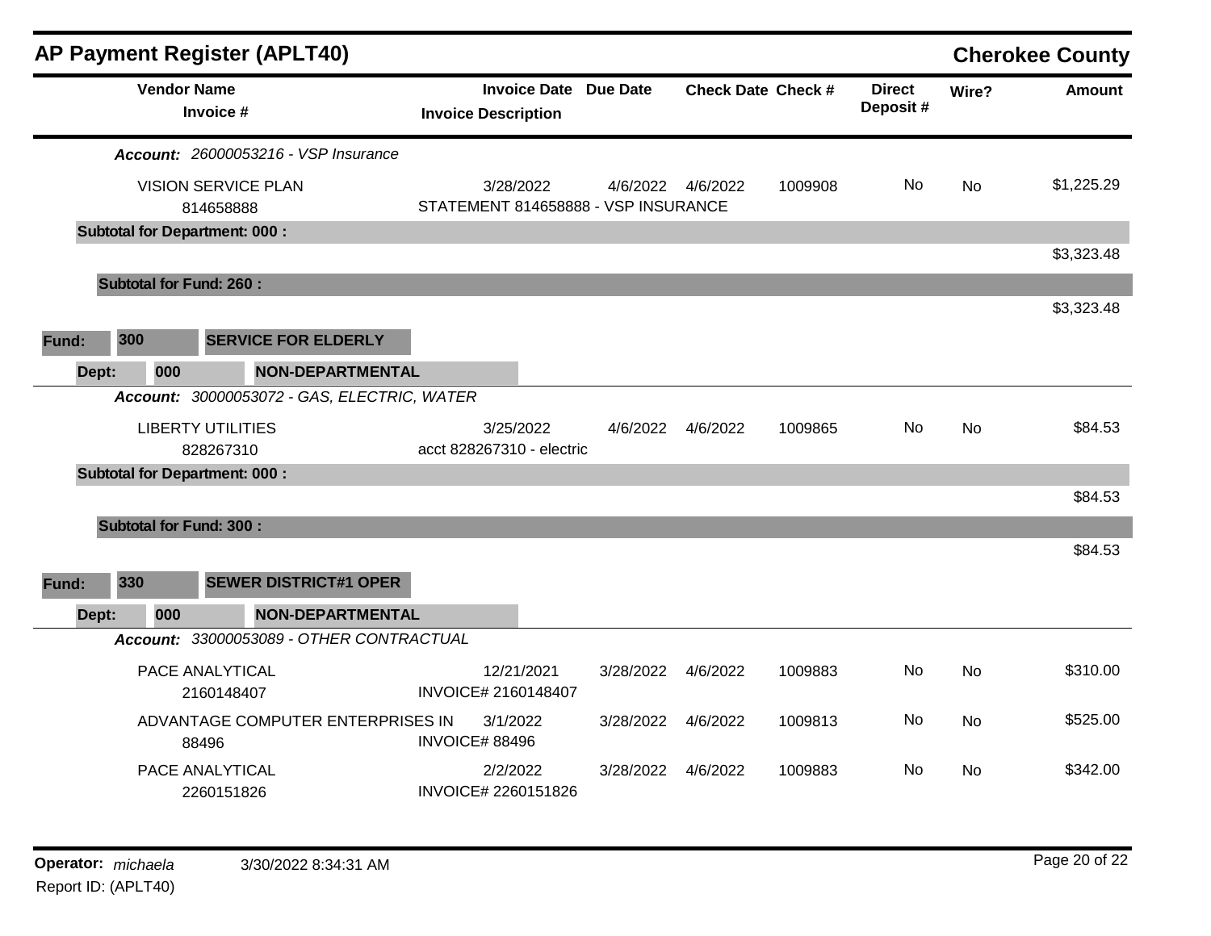## AP Payment Register (APLT40) — Cherokee County

| Vendor Name / Invoice # | Invoice Date / Invoice Description | Due Date | Check Date | Check # | Direct Deposit # | Wire? | Amount |
|---|---|---|---|---|---|---|---|
| ***Account:** 26000053216 - VSP Insurance* | | | | | | | |
| VISION SERVICE PLAN<br>814658888 | 3/28/2022<br>STATEMENT 814658888 - VSP INSURANCE | 4/6/2022 | 4/6/2022 | 1009908 | No | No | $1,225.29 |
| **Subtotal for Department: 000 :** | | | | | | | $3,323.48 |
| **Subtotal for Fund: 260 :** | | | | | | | $3,323.48 |

**Fund:** 300 **SERVICE FOR ELDERLY**

**Dept:** 000 **NON-DEPARTMENTAL**

| Vendor Name / Invoice # | Invoice Date / Invoice Description | Due Date | Check Date | Check # | Direct Deposit # | Wire? | Amount |
|---|---|---|---|---|---|---|---|
| ***Account:** 30000053072 - GAS, ELECTRIC, WATER* | | | | | | | |
| LIBERTY UTILITIES<br>828267310 | 3/25/2022<br>acct 828267310 - electric | 4/6/2022 | 4/6/2022 | 1009865 | No | No | $84.53 |
| **Subtotal for Department: 000 :** | | | | | | | $84.53 |
| **Subtotal for Fund: 300 :** | | | | | | | $84.53 |

**Fund:** 330 **SEWER DISTRICT#1 OPER**

**Dept:** 000 **NON-DEPARTMENTAL**

| Vendor Name / Invoice # | Invoice Date / Invoice Description | Due Date | Check Date | Check # | Direct Deposit # | Wire? | Amount |
|---|---|---|---|---|---|---|---|
| ***Account:** 33000053089 - OTHER CONTRACTUAL* | | | | | | | |
| PACE ANALYTICAL<br>2160148407 | 12/21/2021<br>INVOICE# 2160148407 | 3/28/2022 | 4/6/2022 | 1009883 | No | No | $310.00 |
| ADVANTAGE COMPUTER ENTERPRISES IN<br>88496 | 3/1/2022<br>INVOICE# 88496 | 3/28/2022 | 4/6/2022 | 1009813 | No | No | $525.00 |
| PACE ANALYTICAL<br>2260151826 | 2/2/2022<br>INVOICE# 2260151826 | 3/28/2022 | 4/6/2022 | 1009883 | No | No | $342.00 |

**Operator:** *michaela* 3/30/2022 8:34:31 AM

Report ID: (APLT40)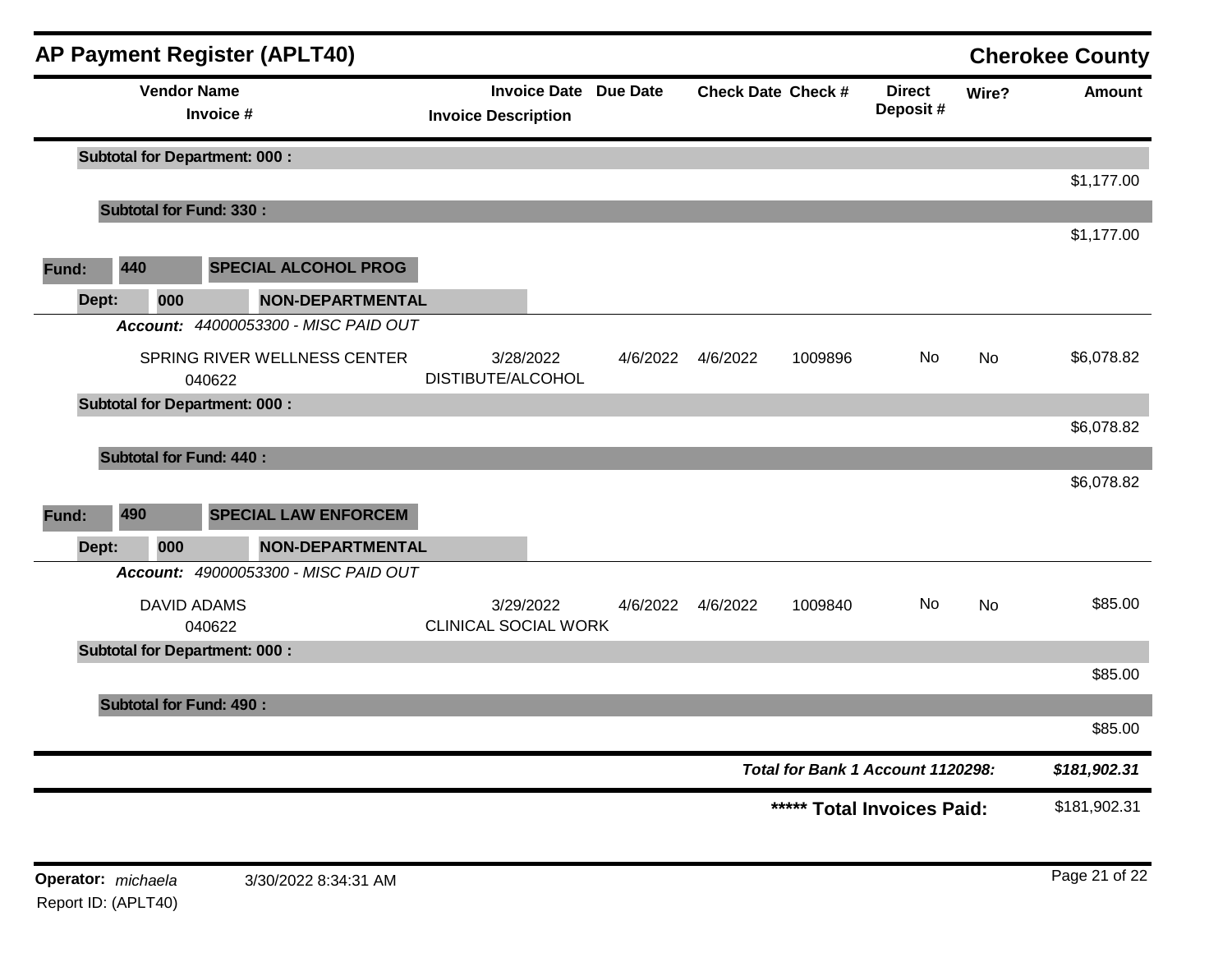## AP Payment Register (APLT40)

**Cherokee County**

| Vendor Name / Invoice # | Invoice Date / Invoice Description | Due Date | Check Date | Check # | Direct Deposit # | Wire? | Amount |
|---|---|---|---|---|---|---|---|
| **Subtotal for Department: 000 :** | | | | | | | $1,177.00 |
| **Subtotal for Fund: 330 :** | | | | | | | $1,177.00 |
| **Fund: 440 SPECIAL ALCOHOL PROG** | | | | | | | |
| **Dept: 000 NON-DEPARTMENTAL** | | | | | | | |
| ***Account:*** *44000053300 - MISC PAID OUT* | | | | | | | |
| SPRING RIVER WELLNESS CENTER<br>040622 | 3/28/2022<br>DISTIBUTE/ALCOHOL | 4/6/2022 | 4/6/2022 | 1009896 | No | No | $6,078.82 |
| **Subtotal for Department: 000 :** | | | | | | | $6,078.82 |
| **Subtotal for Fund: 440 :** | | | | | | | $6,078.82 |
| **Fund: 490 SPECIAL LAW ENFORCEM** | | | | | | | |
| **Dept: 000 NON-DEPARTMENTAL** | | | | | | | |
| ***Account:*** *49000053300 - MISC PAID OUT* | | | | | | | |
| DAVID ADAMS<br>040622 | 3/29/2022<br>CLINICAL SOCIAL WORK | 4/6/2022 | 4/6/2022 | 1009840 | No | No | $85.00 |
| **Subtotal for Department: 000 :** | | | | | | | $85.00 |
| **Subtotal for Fund: 490 :** | | | | | | | $85.00 |
| | | | | | | ***Total for Bank 1 Account 1120298:*** | ***$181,902.31*** |
| | | | | | | **\*\*\*\*\* Total Invoices Paid:** | $181,902.31 |

**Operator:** *michaela* 3/30/2022 8:34:31 AM

Report ID: (APLT40)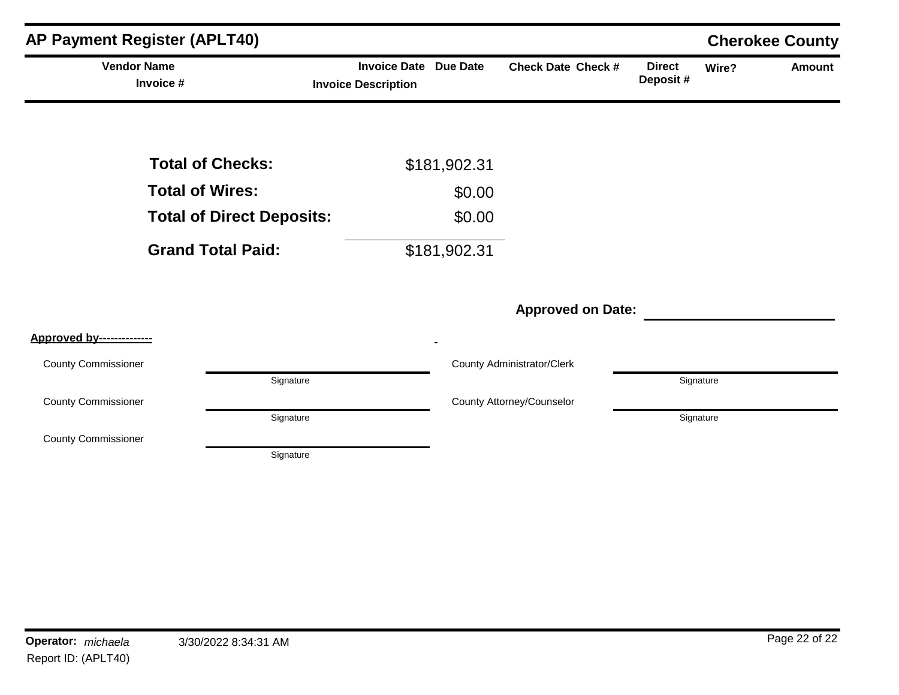## AP Payment Register (APLT40)

**Cherokee County**

| Vendor Name / Invoice # | Invoice Date / Invoice Description | Due Date | Check Date | Check # | Direct Deposit # | Wire? | Amount |
|---|---|---|---|---|---|---|---|

| | |
|---|---|
| **Total of Checks:** | $181,902.31 |
| **Total of Wires:** | $0.00 |
| **Total of Direct Deposits:** | $0.00 |
| **Grand Total Paid:** | $181,902.31 |

**Approved on Date:** ______________________

**Approved by-------------**

County Commissioner ______________________
Signature

County Commissioner ______________________
Signature

County Commissioner ______________________
Signature

County Administrator/Clerk ______________________
Signature

County Attorney/Counselor ______________________
Signature

**Operator:** *michaela* 3/30/2022 8:34:31 AM

Report ID: (APLT40)